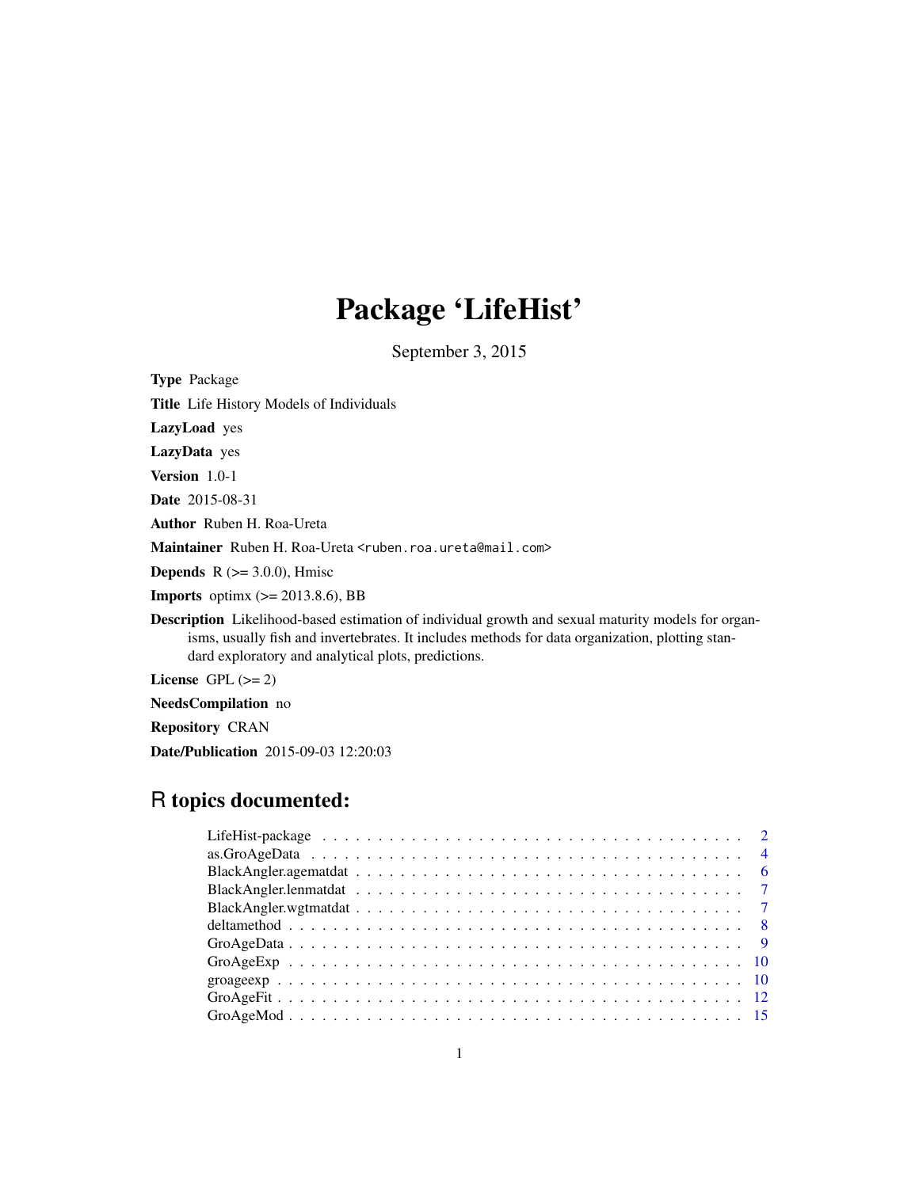# Package 'LifeHist'

September 3, 2015

**Type** Package

**Title** Life History Models of Individuals

**LazyLoad** yes

**LazyData** yes

**Version** 1.0-1

**Date** 2015-08-31

**Author** Ruben H. Roa-Ureta

**Maintainer** Ruben H. Roa-Ureta <ruben.roa.ureta@mail.com>

**Depends** R (>= 3.0.0), Hmisc

**Imports** optimx (>= 2013.8.6), BB

**Description** Likelihood-based estimation of individual growth and sexual maturity models for organisms, usually fish and invertebrates. It includes methods for data organization, plotting standard exploratory and analytical plots, predictions.

**License** GPL (>= 2)

**NeedsCompilation** no

**Repository** CRAN

**Date/Publication** 2015-09-03 12:20:03

## R topics documented:

- LifeHist-package . . . . . . . . . . . . . . . . . . . . . . . . . . . . . . . . . . . . 2
- as.GroAgeData . . . . . . . . . . . . . . . . . . . . . . . . . . . . . . . . . . . . 4
- BlackAngler.agematdat . . . . . . . . . . . . . . . . . . . . . . . . . . . . . . . . 6
- BlackAngler.lenmatdat . . . . . . . . . . . . . . . . . . . . . . . . . . . . . . . . 7
- BlackAngler.wgtmatdat . . . . . . . . . . . . . . . . . . . . . . . . . . . . . . . . 7
- deltamethod . . . . . . . . . . . . . . . . . . . . . . . . . . . . . . . . . . . . . 8
- GroAgeData . . . . . . . . . . . . . . . . . . . . . . . . . . . . . . . . . . . . . 9
- GroAgeExp . . . . . . . . . . . . . . . . . . . . . . . . . . . . . . . . . . . . . 10
- groageexp . . . . . . . . . . . . . . . . . . . . . . . . . . . . . . . . . . . . . 10
- GroAgeFit . . . . . . . . . . . . . . . . . . . . . . . . . . . . . . . . . . . . . 12
- GroAgeMod . . . . . . . . . . . . . . . . . . . . . . . . . . . . . . . . . . . . . 15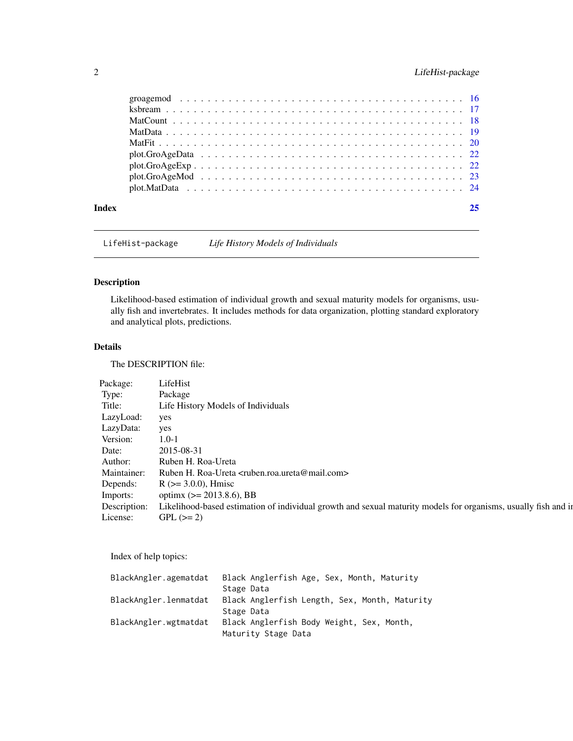groagemod . . . . . . . . . . . . . . . . . . . . . . . . . . . . . . . . . . . . . . . 16
ksbream . . . . . . . . . . . . . . . . . . . . . . . . . . . . . . . . . . . . . . . . 17
MatCount . . . . . . . . . . . . . . . . . . . . . . . . . . . . . . . . . . . . . . . 18
MatData . . . . . . . . . . . . . . . . . . . . . . . . . . . . . . . . . . . . . . . . 19
MatFit . . . . . . . . . . . . . . . . . . . . . . . . . . . . . . . . . . . . . . . . . 20
plot.GroAgeData . . . . . . . . . . . . . . . . . . . . . . . . . . . . . . . . . . . 22
plot.GroAgeExp . . . . . . . . . . . . . . . . . . . . . . . . . . . . . . . . . . . . 22
plot.GroAgeMod . . . . . . . . . . . . . . . . . . . . . . . . . . . . . . . . . . . 23
plot.MatData . . . . . . . . . . . . . . . . . . . . . . . . . . . . . . . . . . . . . 24

**Index** **25**

---

## LifeHist-package *Life History Models of Individuals*

---

### Description

Likelihood-based estimation of individual growth and sexual maturity models for organisms, usually fish and invertebrates. It includes methods for data organization, plotting standard exploratory and analytical plots, predictions.

### Details

The DESCRIPTION file:

| | |
|---|---|
| Package: | LifeHist |
| Type: | Package |
| Title: | Life History Models of Individuals |
| LazyLoad: | yes |
| LazyData: | yes |
| Version: | 1.0-1 |
| Date: | 2015-08-31 |
| Author: | Ruben H. Roa-Ureta |
| Maintainer: | Ruben H. Roa-Ureta <ruben.roa.ureta@mail.com> |
| Depends: | R (>= 3.0.0), Hmisc |
| Imports: | optimx (>= 2013.8.6), BB |
| Description: | Likelihood-based estimation of individual growth and sexual maturity models for organisms, usually fish and in |
| License: | GPL (>= 2) |

Index of help topics:

```
BlackAngler.agematdat   Black Anglerfish Age, Sex, Month, Maturity
                        Stage Data
BlackAngler.lenmatdat   Black Anglerfish Length, Sex, Month, Maturity
                        Stage Data
BlackAngler.wgtmatdat   Black Anglerfish Body Weight, Sex, Month,
                        Maturity Stage Data
```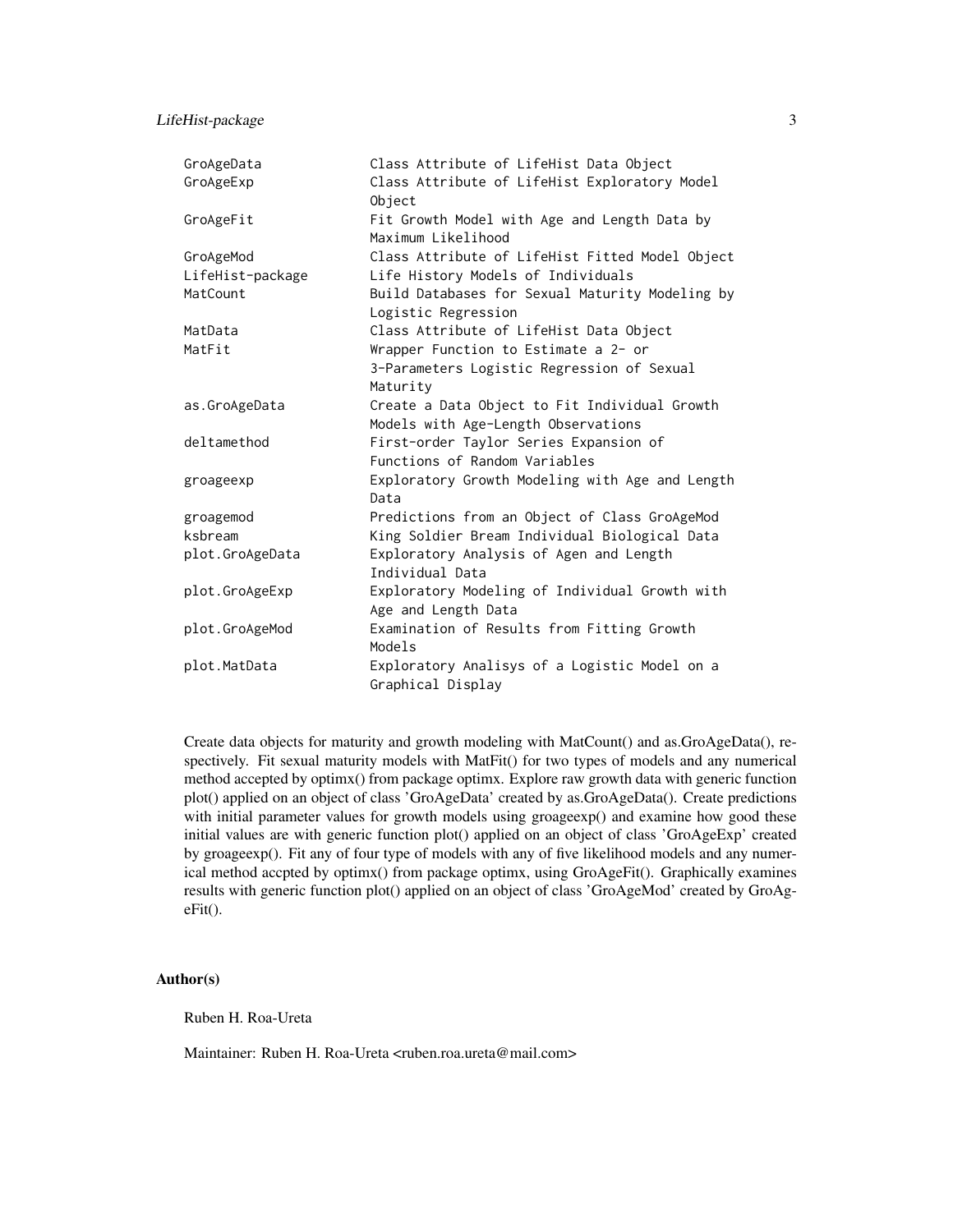| | |
|---|---|
| GroAgeData | Class Attribute of LifeHist Data Object |
| GroAgeExp | Class Attribute of LifeHist Exploratory Model Object |
| GroAgeFit | Fit Growth Model with Age and Length Data by Maximum Likelihood |
| GroAgeMod | Class Attribute of LifeHist Fitted Model Object |
| LifeHist-package | Life History Models of Individuals |
| MatCount | Build Databases for Sexual Maturity Modeling by Logistic Regression |
| MatData | Class Attribute of LifeHist Data Object |
| MatFit | Wrapper Function to Estimate a 2- or 3-Parameters Logistic Regression of Sexual Maturity |
| as.GroAgeData | Create a Data Object to Fit Individual Growth Models with Age-Length Observations |
| deltamethod | First-order Taylor Series Expansion of Functions of Random Variables |
| groageexp | Exploratory Growth Modeling with Age and Length Data |
| groagemod | Predictions from an Object of Class GroAgeMod |
| ksbream | King Soldier Bream Individual Biological Data |
| plot.GroAgeData | Exploratory Analysis of Agen and Length Individual Data |
| plot.GroAgeExp | Exploratory Modeling of Individual Growth with Age and Length Data |
| plot.GroAgeMod | Examination of Results from Fitting Growth Models |
| plot.MatData | Exploratory Analisys of a Logistic Model on a Graphical Display |

Create data objects for maturity and growth modeling with MatCount() and as.GroAgeData(), respectively. Fit sexual maturity models with MatFit() for two types of models and any numerical method accepted by optimx() from package optimx. Explore raw growth data with generic function plot() applied on an object of class 'GroAgeData' created by as.GroAgeData(). Create predictions with initial parameter values for growth models using groageexp() and examine how good these initial values are with generic function plot() applied on an object of class 'GroAgeExp' created by groageexp(). Fit any of four type of models with any of five likelihood models and any numerical method accpted by optimx() from package optimx, using GroAgeFit(). Graphically examines results with generic function plot() applied on an object of class 'GroAgeMod' created by GroAgeFit().

## Author(s)

Ruben H. Roa-Ureta

Maintainer: Ruben H. Roa-Ureta <ruben.roa.ureta@mail.com>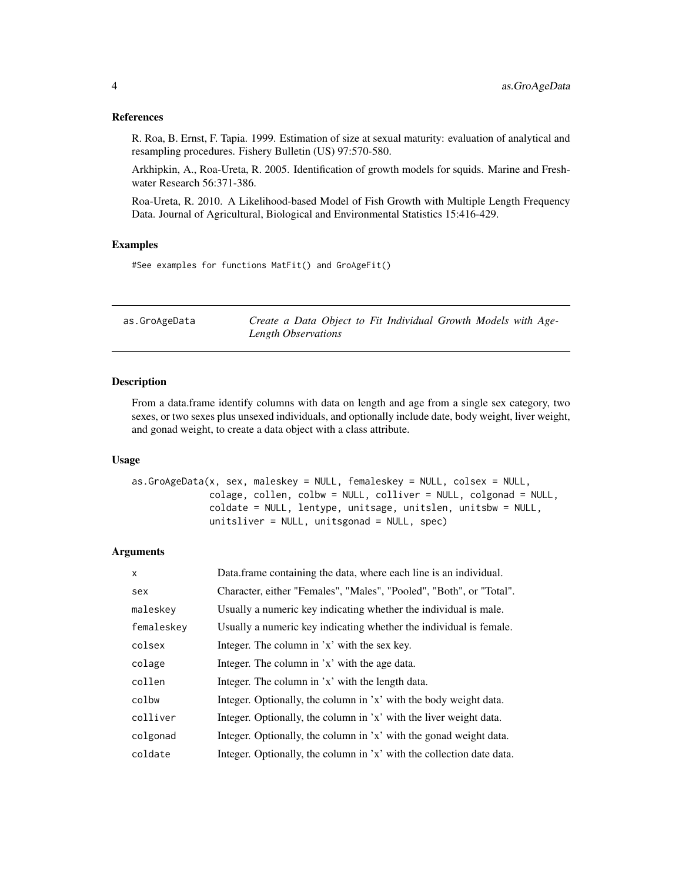### References

R. Roa, B. Ernst, F. Tapia. 1999. Estimation of size at sexual maturity: evaluation of analytical and resampling procedures. Fishery Bulletin (US) 97:570-580.

Arkhipkin, A., Roa-Ureta, R. 2005. Identification of growth models for squids. Marine and Freshwater Research 56:371-386.

Roa-Ureta, R. 2010. A Likelihood-based Model of Fish Growth with Multiple Length Frequency Data. Journal of Agricultural, Biological and Environmental Statistics 15:416-429.

### Examples

```
#See examples for functions MatFit() and GroAgeFit()
```

## as.GroAgeData — *Create a Data Object to Fit Individual Growth Models with Age-Length Observations*

### Description

From a data.frame identify columns with data on length and age from a single sex category, two sexes, or two sexes plus unsexed individuals, and optionally include date, body weight, liver weight, and gonad weight, to create a data object with a class attribute.

### Usage

```
as.GroAgeData(x, sex, maleskey = NULL, femaleskey = NULL, colsex = NULL,
              colage, collen, colbw = NULL, colliver = NULL, colgonad = NULL,
              coldate = NULL, lentype, unitsage, unitslen, unitsbw = NULL,
              unitsliver = NULL, unitsgonad = NULL, spec)
```

### Arguments

| | |
|---|---|
| x | Data.frame containing the data, where each line is an individual. |
| sex | Character, either "Females", "Males", "Pooled", "Both", or "Total". |
| maleskey | Usually a numeric key indicating whether the individual is male. |
| femaleskey | Usually a numeric key indicating whether the individual is female. |
| colsex | Integer. The column in 'x' with the sex key. |
| colage | Integer. The column in 'x' with the age data. |
| collen | Integer. The column in 'x' with the length data. |
| colbw | Integer. Optionally, the column in 'x' with the body weight data. |
| colliver | Integer. Optionally, the column in 'x' with the liver weight data. |
| colgonad | Integer. Optionally, the column in 'x' with the gonad weight data. |
| coldate | Integer. Optionally, the column in 'x' with the collection date data. |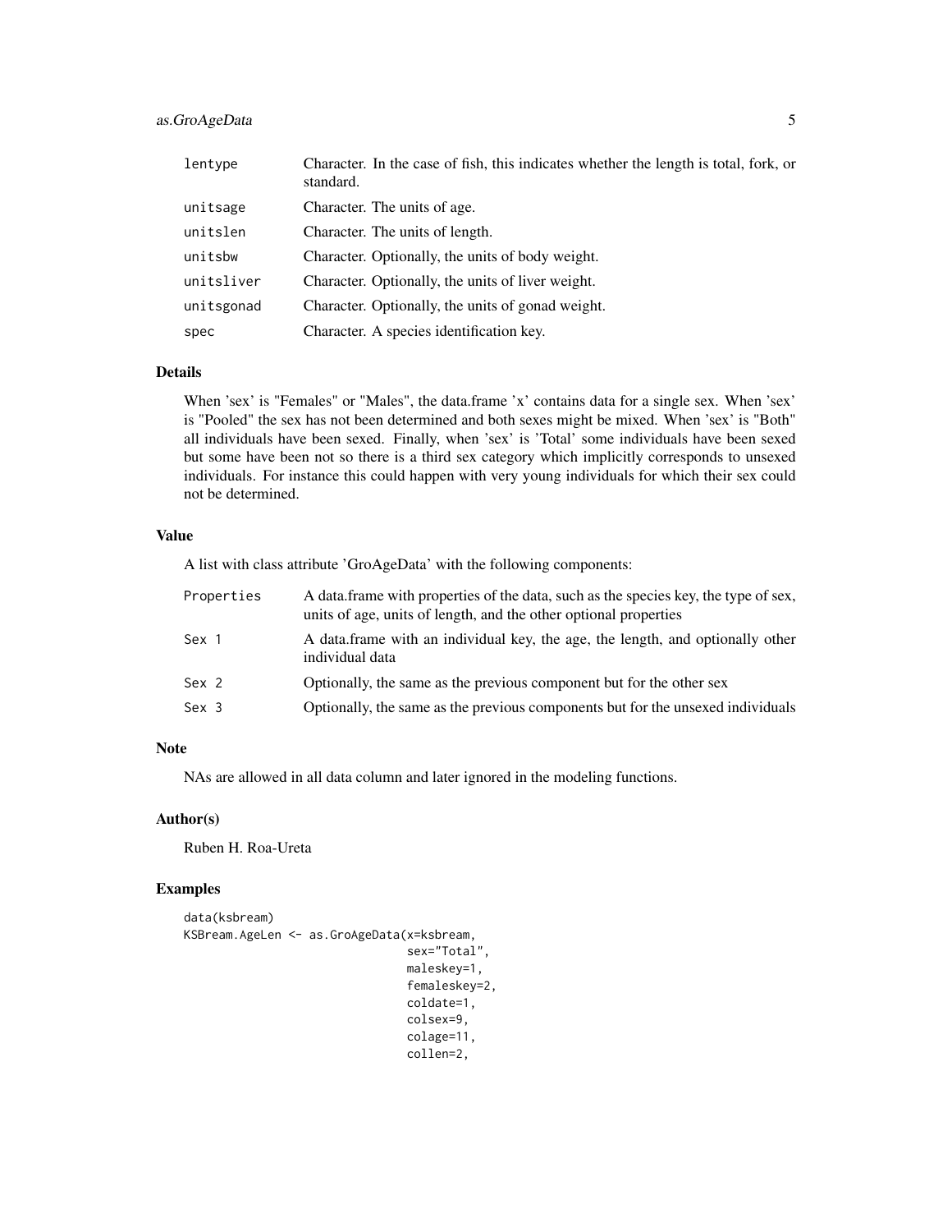| | |
|---|---|
| `lentype` | Character. In the case of fish, this indicates whether the length is total, fork, or standard. |
| `unitsage` | Character. The units of age. |
| `unitslen` | Character. The units of length. |
| `unitsbw` | Character. Optionally, the units of body weight. |
| `unitsliver` | Character. Optionally, the units of liver weight. |
| `unitsgonad` | Character. Optionally, the units of gonad weight. |
| `spec` | Character. A species identification key. |

## Details

When 'sex' is "Females" or "Males", the data.frame 'x' contains data for a single sex. When 'sex' is "Pooled" the sex has not been determined and both sexes might be mixed. When 'sex' is "Both" all individuals have been sexed. Finally, when 'sex' is 'Total' some individuals have been sexed but some have been not so there is a third sex category which implicitly corresponds to unsexed individuals. For instance this could happen with very young individuals for which their sex could not be determined.

## Value

A list with class attribute 'GroAgeData' with the following components:

| | |
|---|---|
| `Properties` | A data.frame with properties of the data, such as the species key, the type of sex, units of age, units of length, and the other optional properties |
| `Sex 1` | A data.frame with an individual key, the age, the length, and optionally other individual data |
| `Sex 2` | Optionally, the same as the previous component but for the other sex |
| `Sex 3` | Optionally, the same as the previous components but for the unsexed individuals |

## Note

NAs are allowed in all data column and later ignored in the modeling functions.

## Author(s)

Ruben H. Roa-Ureta

## Examples

```
data(ksbream)
KSBream.AgeLen <- as.GroAgeData(x=ksbream,
                                sex="Total",
                                maleskey=1,
                                femaleskey=2,
                                coldate=1,
                                colsex=9,
                                colage=11,
                                collen=2,
```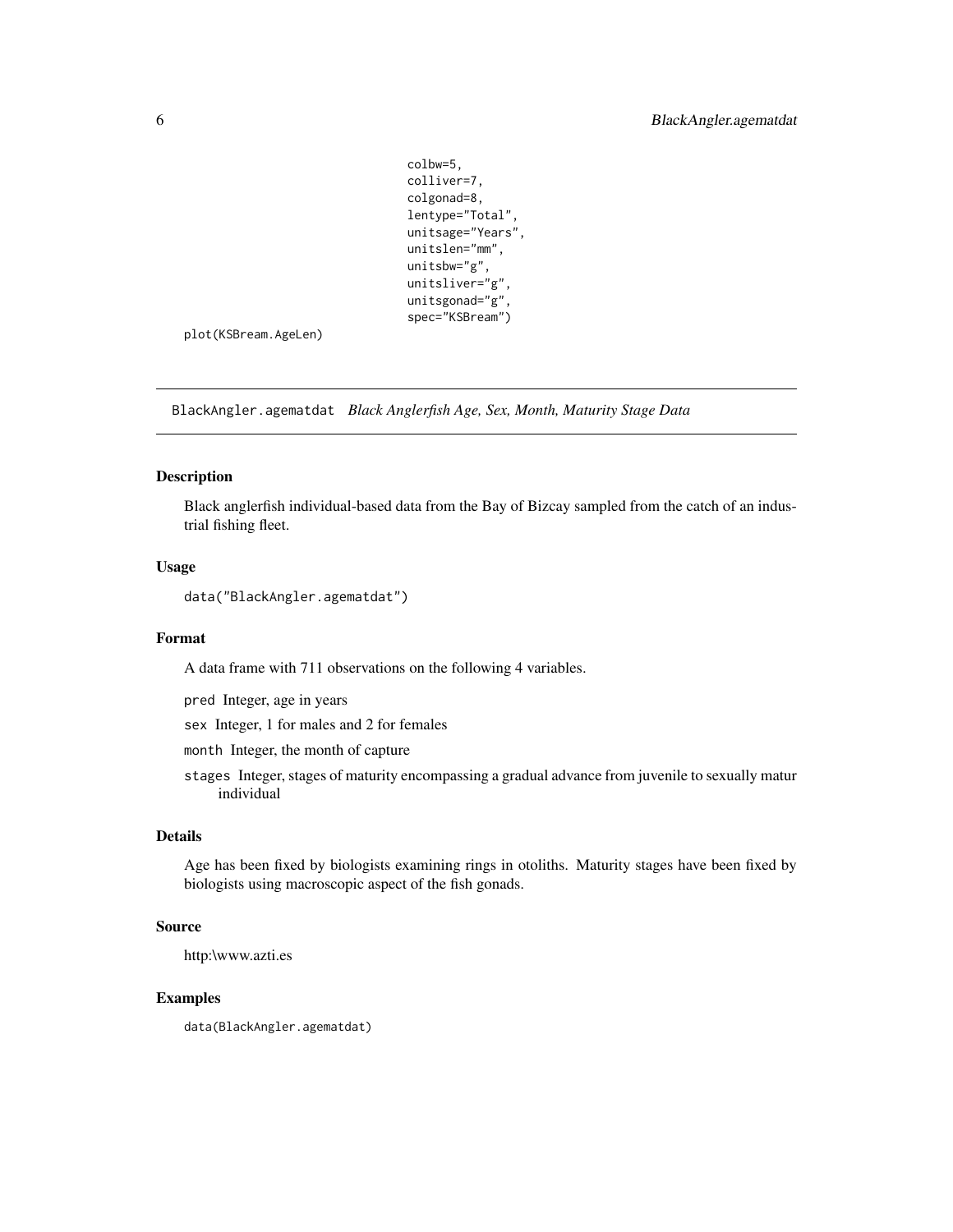```
colbw=5,
colliver=7,
colgonad=8,
lentype="Total",
unitsage="Years",
unitslen="mm",
unitsbw="g",
unitsliver="g",
unitsgonad="g",
spec="KSBream")
plot(KSBream.AgeLen)
```

---

## BlackAngler.agematdat *Black Anglerfish Age, Sex, Month, Maturity Stage Data*

### Description

Black anglerfish individual-based data from the Bay of Bizcay sampled from the catch of an industrial fishing fleet.

### Usage

```
data("BlackAngler.agematdat")
```

### Format

A data frame with 711 observations on the following 4 variables.

- `pred` Integer, age in years
- `sex` Integer, 1 for males and 2 for females
- `month` Integer, the month of capture
- `stages` Integer, stages of maturity encompassing a gradual advance from juvenile to sexually matur individual

### Details

Age has been fixed by biologists examining rings in otoliths. Maturity stages have been fixed by biologists using macroscopic aspect of the fish gonads.

### Source

http:\www.azti.es

### Examples

```
data(BlackAngler.agematdat)
```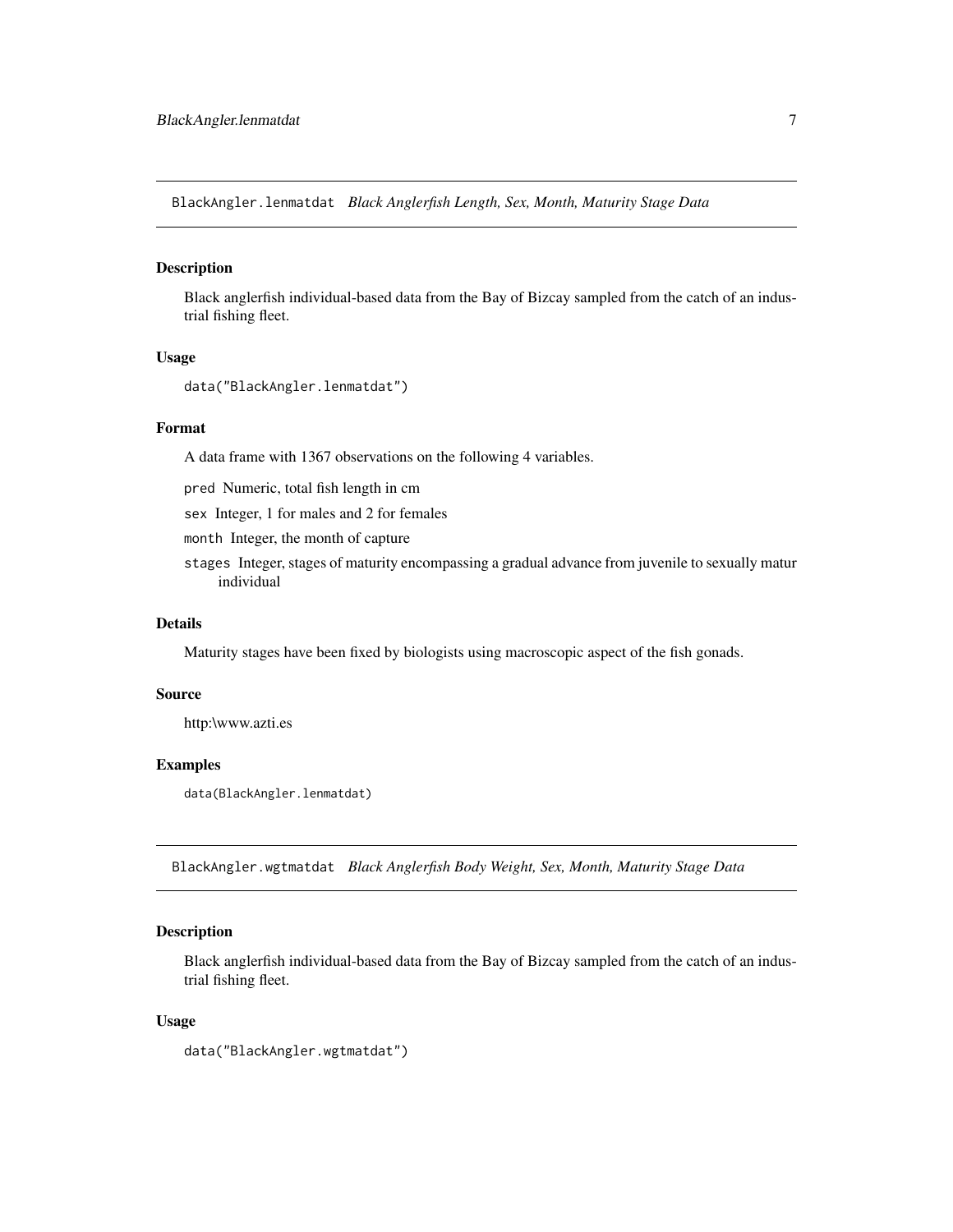## BlackAngler.lenmatdat *Black Anglerfish Length, Sex, Month, Maturity Stage Data*

### Description

Black anglerfish individual-based data from the Bay of Bizcay sampled from the catch of an industrial fishing fleet.

### Usage

```
data("BlackAngler.lenmatdat")
```

### Format

A data frame with 1367 observations on the following 4 variables.

- `pred` Numeric, total fish length in cm
- `sex` Integer, 1 for males and 2 for females
- `month` Integer, the month of capture
- `stages` Integer, stages of maturity encompassing a gradual advance from juvenile to sexually matur individual

### Details

Maturity stages have been fixed by biologists using macroscopic aspect of the fish gonads.

### Source

http:\www.azti.es

### Examples

```
data(BlackAngler.lenmatdat)
```

## BlackAngler.wgtmatdat *Black Anglerfish Body Weight, Sex, Month, Maturity Stage Data*

### Description

Black anglerfish individual-based data from the Bay of Bizcay sampled from the catch of an industrial fishing fleet.

### Usage

```
data("BlackAngler.wgtmatdat")
```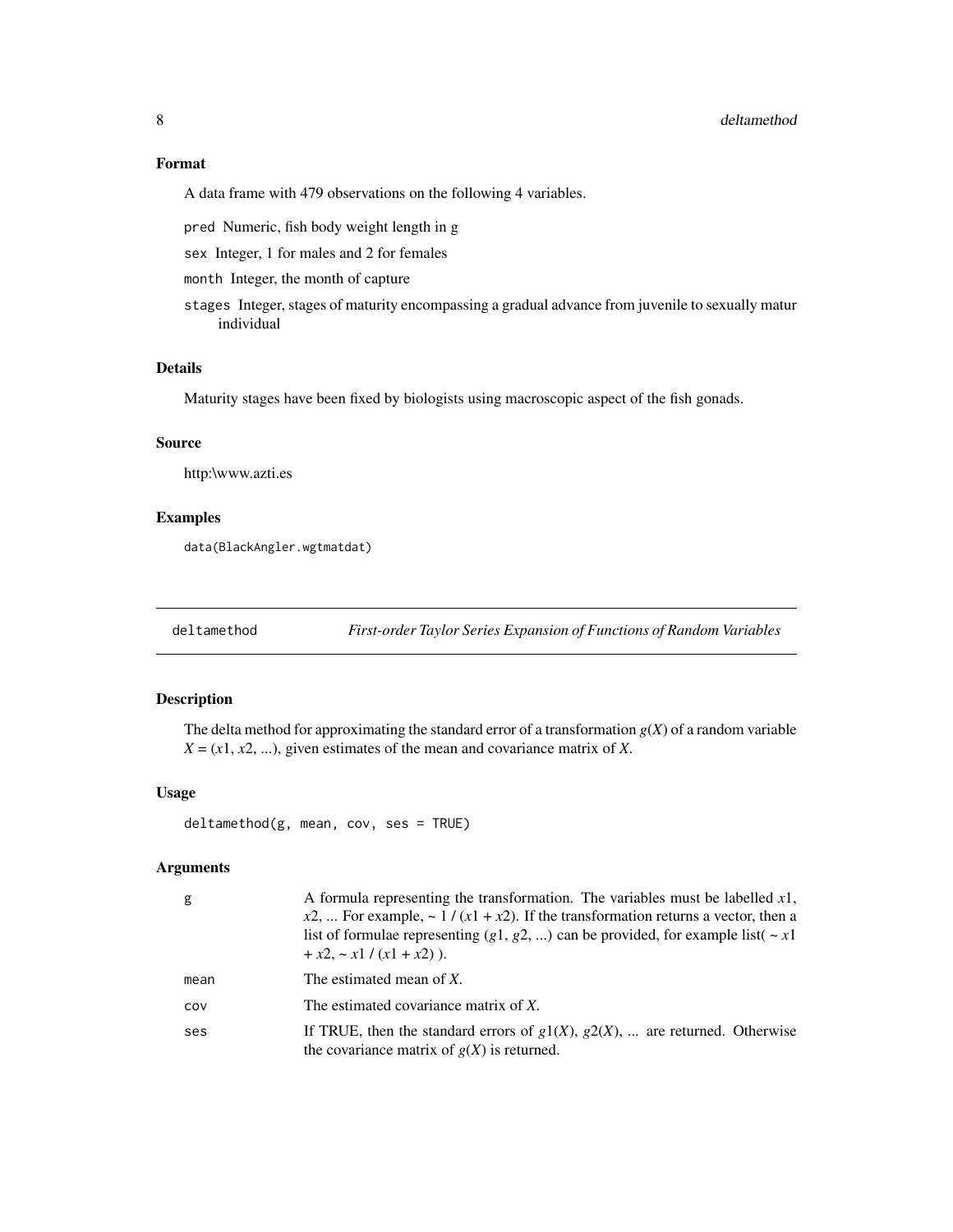## Format

A data frame with 479 observations on the following 4 variables.

- `pred` Numeric, fish body weight length in g
- `sex` Integer, 1 for males and 2 for females
- `month` Integer, the month of capture
- `stages` Integer, stages of maturity encompassing a gradual advance from juvenile to sexually matur individual

## Details

Maturity stages have been fixed by biologists using macroscopic aspect of the fish gonads.

## Source

http:\www.azti.es

## Examples

```
data(BlackAngler.wgtmatdat)
```

---

# deltamethod — *First-order Taylor Series Expansion of Functions of Random Variables*

---

## Description

The delta method for approximating the standard error of a transformation $g(X)$ of a random variable $X = (x1, x2, ...)$, given estimates of the mean and covariance matrix of $X$.

## Usage

```
deltamethod(g, mean, cov, ses = TRUE)
```

## Arguments

| | |
|---|---|
| `g` | A formula representing the transformation. The variables must be labelled *x*1, *x*2, ... For example, ~ 1 / (*x*1 + *x*2). If the transformation returns a vector, then a list of formulae representing (*g*1, *g*2, ...) can be provided, for example list( ~ *x*1 + *x*2, ~ *x*1 / (*x*1 + *x*2) ). |
| `mean` | The estimated mean of *X*. |
| `cov` | The estimated covariance matrix of *X*. |
| `ses` | If TRUE, then the standard errors of *g*1(*X*), *g*2(*X*), ... are returned. Otherwise the covariance matrix of *g*(*X*) is returned. |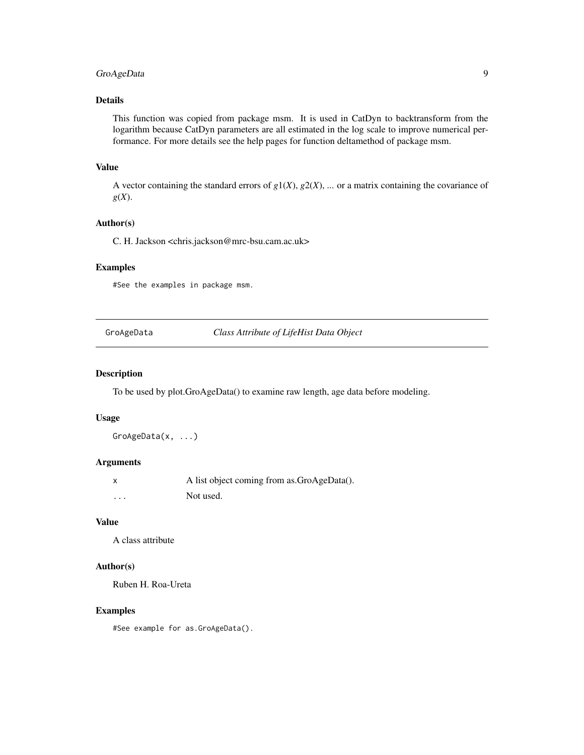## Details

This function was copied from package msm. It is used in CatDyn to backtransform from the logarithm because CatDyn parameters are all estimated in the log scale to improve numerical performance. For more details see the help pages for function deltamethod of package msm.

## Value

A vector containing the standard errors of $g1(X)$, $g2(X)$, ... or a matrix containing the covariance of $g(X)$.

## Author(s)

C. H. Jackson <chris.jackson@mrc-bsu.cam.ac.uk>

## Examples

```
#See the examples in package msm.
```

---

# GroAgeData — *Class Attribute of LifeHist Data Object*

## Description

To be used by plot.GroAgeData() to examine raw length, age data before modeling.

## Usage

```
GroAgeData(x, ...)
```

## Arguments

| | |
|---|---|
| x | A list object coming from as.GroAgeData(). |
| ... | Not used. |

## Value

A class attribute

## Author(s)

Ruben H. Roa-Ureta

## Examples

```
#See example for as.GroAgeData().
```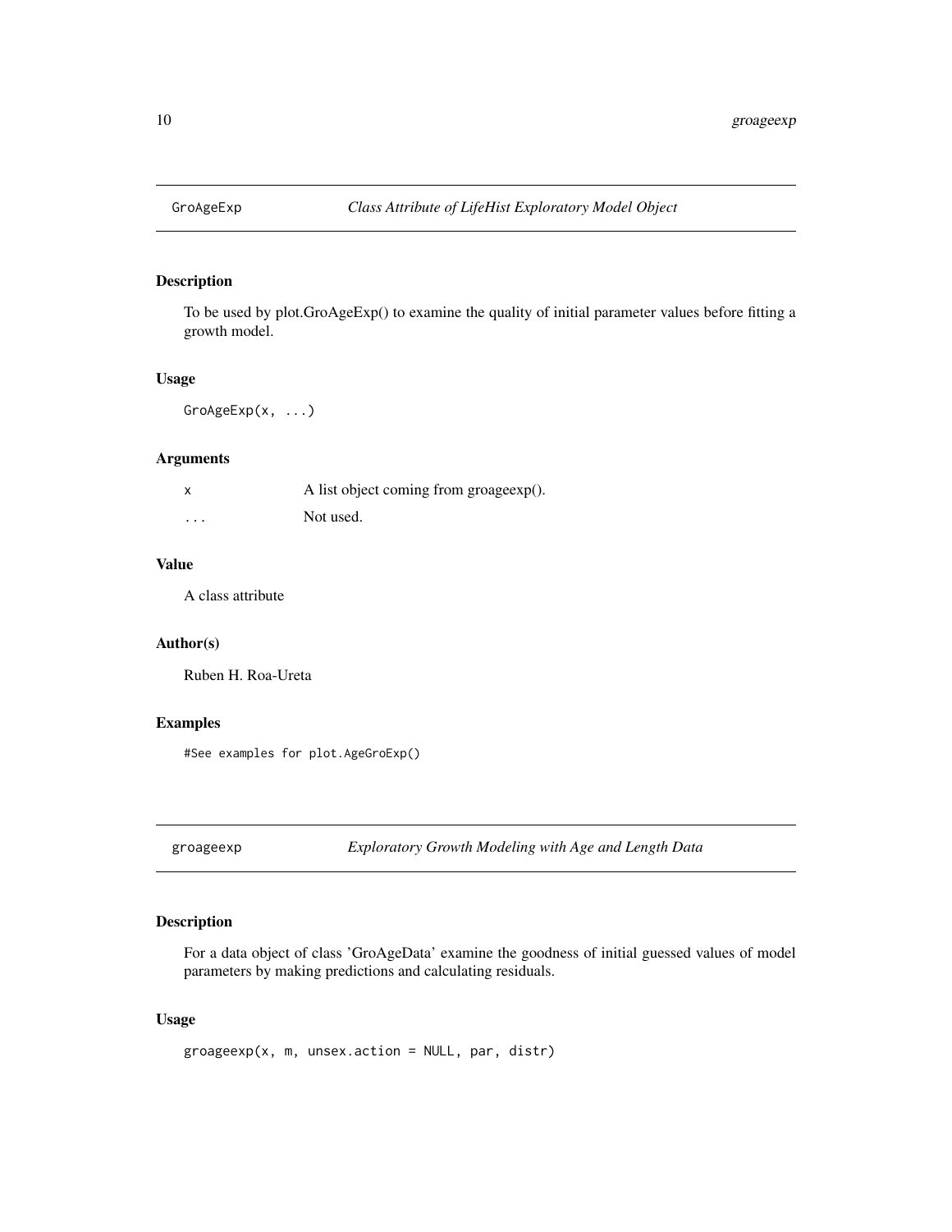## GroAgeExp — *Class Attribute of LifeHist Exploratory Model Object*

### Description

To be used by plot.GroAgeExp() to examine the quality of initial parameter values before fitting a growth model.

### Usage

```
GroAgeExp(x, ...)
```

### Arguments

| | |
|---|---|
| x | A list object coming from groageexp(). |
| ... | Not used. |

### Value

A class attribute

### Author(s)

Ruben H. Roa-Ureta

### Examples

```
#See examples for plot.AgeGroExp()
```

## groageexp — *Exploratory Growth Modeling with Age and Length Data*

### Description

For a data object of class 'GroAgeData' examine the goodness of initial guessed values of model parameters by making predictions and calculating residuals.

### Usage

```
groageexp(x, m, unsex.action = NULL, par, distr)
```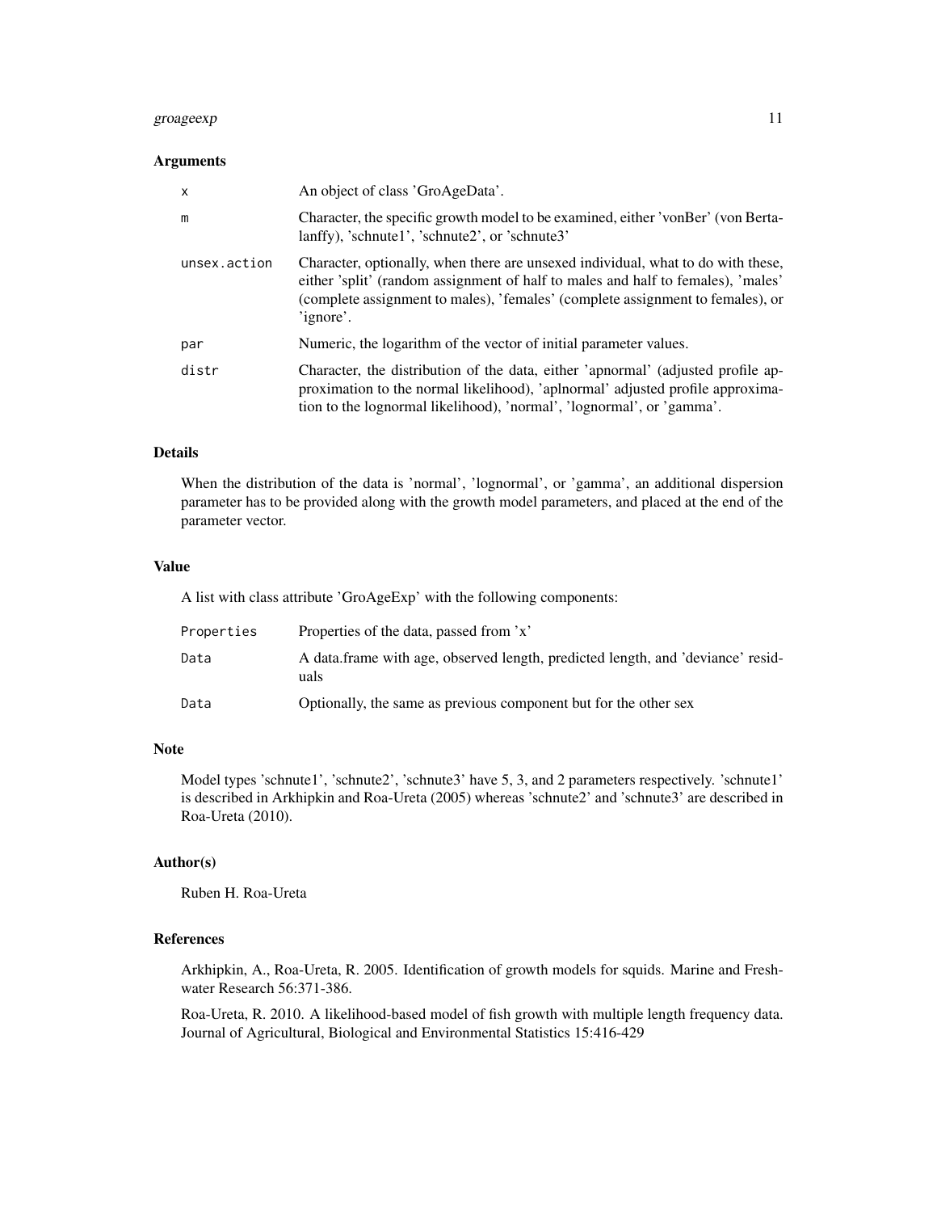## Arguments

| | |
|---|---|
| x | An object of class 'GroAgeData'. |
| m | Character, the specific growth model to be examined, either 'vonBer' (von Bertalanffy), 'schnute1', 'schnute2', or 'schnute3' |
| unsex.action | Character, optionally, when there are unsexed individual, what to do with these, either 'split' (random assignment of half to males and half to females), 'males' (complete assignment to males), 'females' (complete assignment to females), or 'ignore'. |
| par | Numeric, the logarithm of the vector of initial parameter values. |
| distr | Character, the distribution of the data, either 'apnormal' (adjusted profile approximation to the normal likelihood), 'aplnormal' adjusted profile approximation to the lognormal likelihood), 'normal', 'lognormal', or 'gamma'. |

## Details

When the distribution of the data is 'normal', 'lognormal', or 'gamma', an additional dispersion parameter has to be provided along with the growth model parameters, and placed at the end of the parameter vector.

## Value

A list with class attribute 'GroAgeExp' with the following components:

| | |
|---|---|
| Properties | Properties of the data, passed from 'x' |
| Data | A data.frame with age, observed length, predicted length, and 'deviance' residuals |
| Data | Optionally, the same as previous component but for the other sex |

## Note

Model types 'schnute1', 'schnute2', 'schnute3' have 5, 3, and 2 parameters respectively. 'schnute1' is described in Arkhipkin and Roa-Ureta (2005) whereas 'schnute2' and 'schnute3' are described in Roa-Ureta (2010).

## Author(s)

Ruben H. Roa-Ureta

## References

Arkhipkin, A., Roa-Ureta, R. 2005. Identification of growth models for squids. Marine and Freshwater Research 56:371-386.

Roa-Ureta, R. 2010. A likelihood-based model of fish growth with multiple length frequency data. Journal of Agricultural, Biological and Environmental Statistics 15:416-429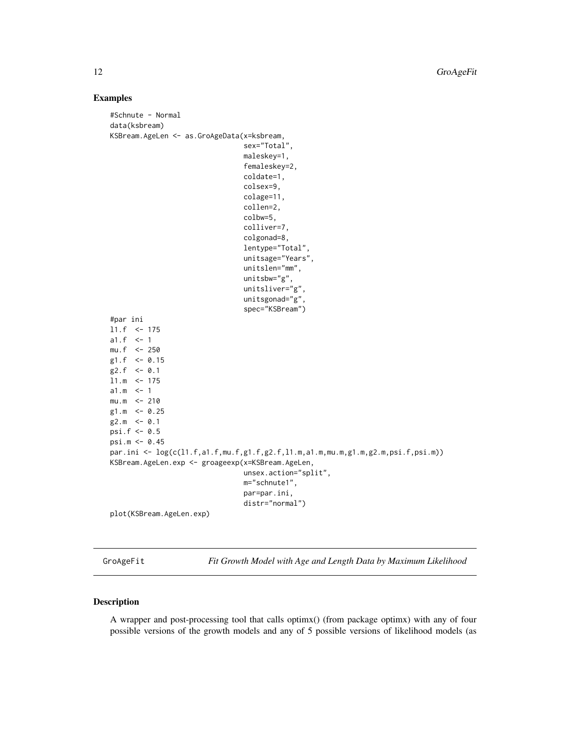## Examples

```
#Schnute - Normal
data(ksbream)
KSBream.AgeLen <- as.GroAgeData(x=ksbream,
                                sex="Total",
                                maleskey=1,
                                femaleskey=2,
                                coldate=1,
                                colsex=9,
                                colage=11,
                                collen=2,
                                colbw=5,
                                colliver=7,
                                colgonad=8,
                                lentype="Total",
                                unitsage="Years",
                                unitslen="mm",
                                unitsbw="g",
                                unitsliver="g",
                                unitsgonad="g",
                                spec="KSBream")
#par ini
l1.f  <- 175
a1.f  <- 1
mu.f  <- 250
g1.f  <- 0.15
g2.f  <- 0.1
l1.m  <- 175
a1.m  <- 1
mu.m  <- 210
g1.m  <- 0.25
g2.m  <- 0.1
psi.f <- 0.5
psi.m <- 0.45
par.ini <- log(c(l1.f,a1.f,mu.f,g1.f,g2.f,l1.m,a1.m,mu.m,g1.m,g2.m,psi.f,psi.m))
KSBream.AgeLen.exp <- groageexp(x=KSBream.AgeLen,
                                unsex.action="split",
                                m="schnute1",
                                par=par.ini,
                                distr="normal")
plot(KSBream.AgeLen.exp)
```

---

GroAgeFit *Fit Growth Model with Age and Length Data by Maximum Likelihood*

---

## Description

A wrapper and post-processing tool that calls optimx() (from package optimx) with any of four possible versions of the growth models and any of 5 possible versions of likelihood models (as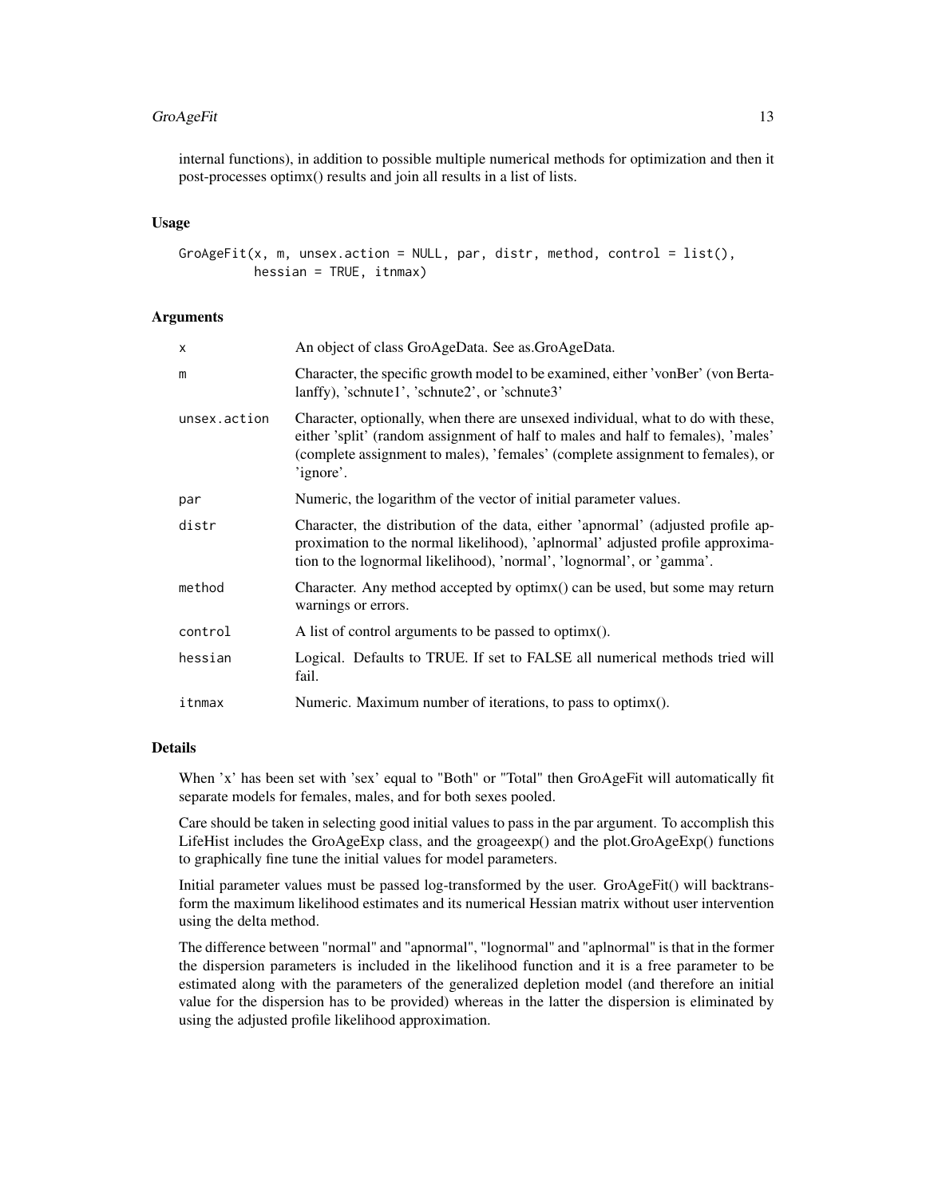internal functions), in addition to possible multiple numerical methods for optimization and then it post-processes optimx() results and join all results in a list of lists.

### Usage

```
GroAgeFit(x, m, unsex.action = NULL, par, distr, method, control = list(),
          hessian = TRUE, itnmax)
```

### Arguments

| | |
|---|---|
| x | An object of class GroAgeData. See as.GroAgeData. |
| m | Character, the specific growth model to be examined, either 'vonBer' (von Bertalanffy), 'schnute1', 'schnute2', or 'schnute3' |
| unsex.action | Character, optionally, when there are unsexed individual, what to do with these, either 'split' (random assignment of half to males and half to females), 'males' (complete assignment to males), 'females' (complete assignment to females), or 'ignore'. |
| par | Numeric, the logarithm of the vector of initial parameter values. |
| distr | Character, the distribution of the data, either 'apnormal' (adjusted profile approximation to the normal likelihood), 'aplnormal' adjusted profile approximation to the lognormal likelihood), 'normal', 'lognormal', or 'gamma'. |
| method | Character. Any method accepted by optimx() can be used, but some may return warnings or errors. |
| control | A list of control arguments to be passed to optimx(). |
| hessian | Logical. Defaults to TRUE. If set to FALSE all numerical methods tried will fail. |
| itnmax | Numeric. Maximum number of iterations, to pass to optimx(). |

### Details

When 'x' has been set with 'sex' equal to "Both" or "Total" then GroAgeFit will automatically fit separate models for females, males, and for both sexes pooled.

Care should be taken in selecting good initial values to pass in the par argument. To accomplish this LifeHist includes the GroAgeExp class, and the groageexp() and the plot.GroAgeExp() functions to graphically fine tune the initial values for model parameters.

Initial parameter values must be passed log-transformed by the user. GroAgeFit() will backtransform the maximum likelihood estimates and its numerical Hessian matrix without user intervention using the delta method.

The difference between "normal" and "apnormal", "lognormal" and "aplnormal" is that in the former the dispersion parameters is included in the likelihood function and it is a free parameter to be estimated along with the parameters of the generalized depletion model (and therefore an initial value for the dispersion has to be provided) whereas in the latter the dispersion is eliminated by using the adjusted profile likelihood approximation.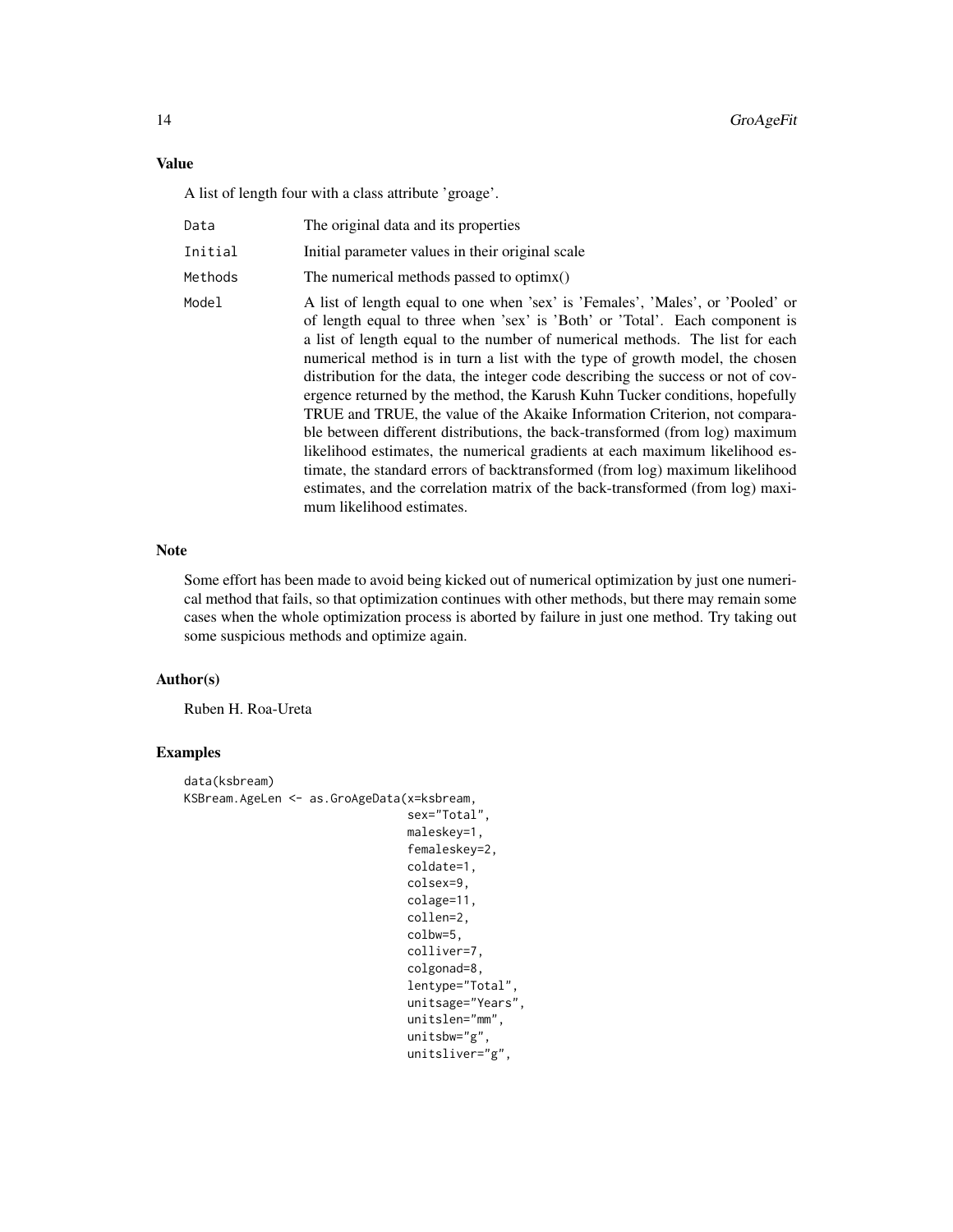## Value

A list of length four with a class attribute 'groage'.

- **Data**: The original data and its properties
- **Initial**: Initial parameter values in their original scale
- **Methods**: The numerical methods passed to optimx()
- **Model**: A list of length equal to one when 'sex' is 'Females', 'Males', or 'Pooled' or of length equal to three when 'sex' is 'Both' or 'Total'. Each component is a list of length equal to the number of numerical methods. The list for each numerical method is in turn a list with the type of growth model, the chosen distribution for the data, the integer code describing the success or not of covergence returned by the method, the Karush Kuhn Tucker conditions, hopefully TRUE and TRUE, the value of the Akaike Information Criterion, not comparable between different distributions, the back-transformed (from log) maximum likelihood estimates, the numerical gradients at each maximum likelihood estimate, the standard errors of backtransformed (from log) maximum likelihood estimates, and the correlation matrix of the back-transformed (from log) maximum likelihood estimates.

## Note

Some effort has been made to avoid being kicked out of numerical optimization by just one numerical method that fails, so that optimization continues with other methods, but there may remain some cases when the whole optimization process is aborted by failure in just one method. Try taking out some suspicious methods and optimize again.

## Author(s)

Ruben H. Roa-Ureta

## Examples

```
data(ksbream)
KSBream.AgeLen <- as.GroAgeData(x=ksbream,
                                sex="Total",
                                maleskey=1,
                                femaleskey=2,
                                coldate=1,
                                colsex=9,
                                colage=11,
                                collen=2,
                                colbw=5,
                                colliver=7,
                                colgonad=8,
                                lentype="Total",
                                unitsage="Years",
                                unitslen="mm",
                                unitsbw="g",
                                unitsliver="g",
```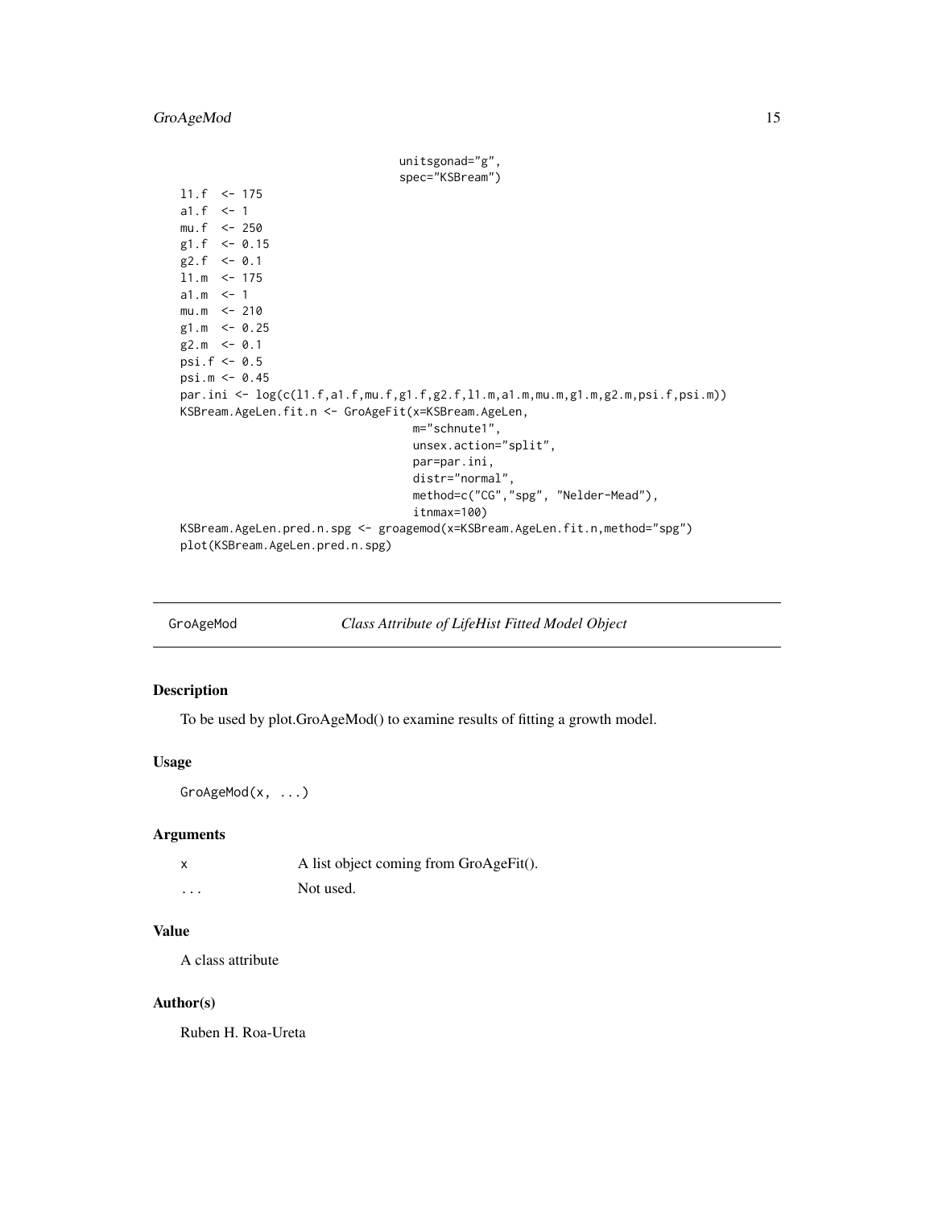```
                                  unitsgonad="g",
                                  spec="KSBream")
l1.f  <- 175
a1.f  <- 1
mu.f  <- 250
g1.f  <- 0.15
g2.f  <- 0.1
l1.m  <- 175
a1.m  <- 1
mu.m  <- 210
g1.m  <- 0.25
g2.m  <- 0.1
psi.f <- 0.5
psi.m <- 0.45
par.ini <- log(c(l1.f,a1.f,mu.f,g1.f,g2.f,l1.m,a1.m,mu.m,g1.m,g2.m,psi.f,psi.m))
KSBream.AgeLen.fit.n <- GroAgeFit(x=KSBream.AgeLen,
                                  m="schnute1",
                                  unsex.action="split",
                                  par=par.ini,
                                  distr="normal",
                                  method=c("CG","spg", "Nelder-Mead"),
                                  itnmax=100)
KSBream.AgeLen.pred.n.spg <- groagemod(x=KSBream.AgeLen.fit.n,method="spg")
plot(KSBream.AgeLen.pred.n.spg)
```

---

## GroAgeMod — *Class Attribute of LifeHist Fitted Model Object*

### Description

To be used by plot.GroAgeMod() to examine results of fitting a growth model.

### Usage

```
GroAgeMod(x, ...)
```

### Arguments

| | |
|---|---|
| x | A list object coming from GroAgeFit(). |
| ... | Not used. |

### Value

A class attribute

### Author(s)

Ruben H. Roa-Ureta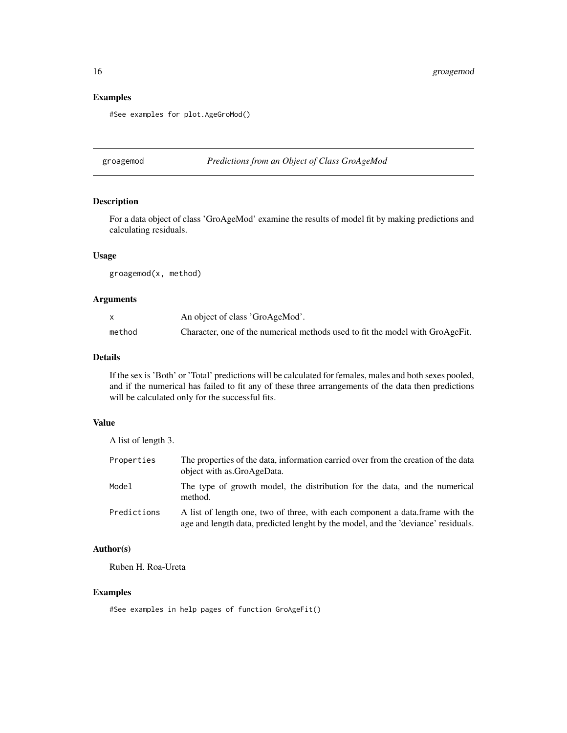## Examples

```
#See examples for plot.AgeGroMod()
```

---

# groagemod — *Predictions from an Object of Class GroAgeMod*

## Description

For a data object of class 'GroAgeMod' examine the results of model fit by making predictions and calculating residuals.

## Usage

```
groagemod(x, method)
```

## Arguments

| | |
|---|---|
| x | An object of class 'GroAgeMod'. |
| method | Character, one of the numerical methods used to fit the model with GroAgeFit. |

## Details

If the sex is 'Both' or 'Total' predictions will be calculated for females, males and both sexes pooled, and if the numerical has failed to fit any of these three arrangements of the data then predictions will be calculated only for the successful fits.

## Value

A list of length 3.

| | |
|---|---|
| Properties | The properties of the data, information carried over from the creation of the data object with as.GroAgeData. |
| Model | The type of growth model, the distribution for the data, and the numerical method. |
| Predictions | A list of length one, two of three, with each component a data.frame with the age and length data, predicted lenght by the model, and the 'deviance' residuals. |

## Author(s)

Ruben H. Roa-Ureta

## Examples

```
#See examples in help pages of function GroAgeFit()
```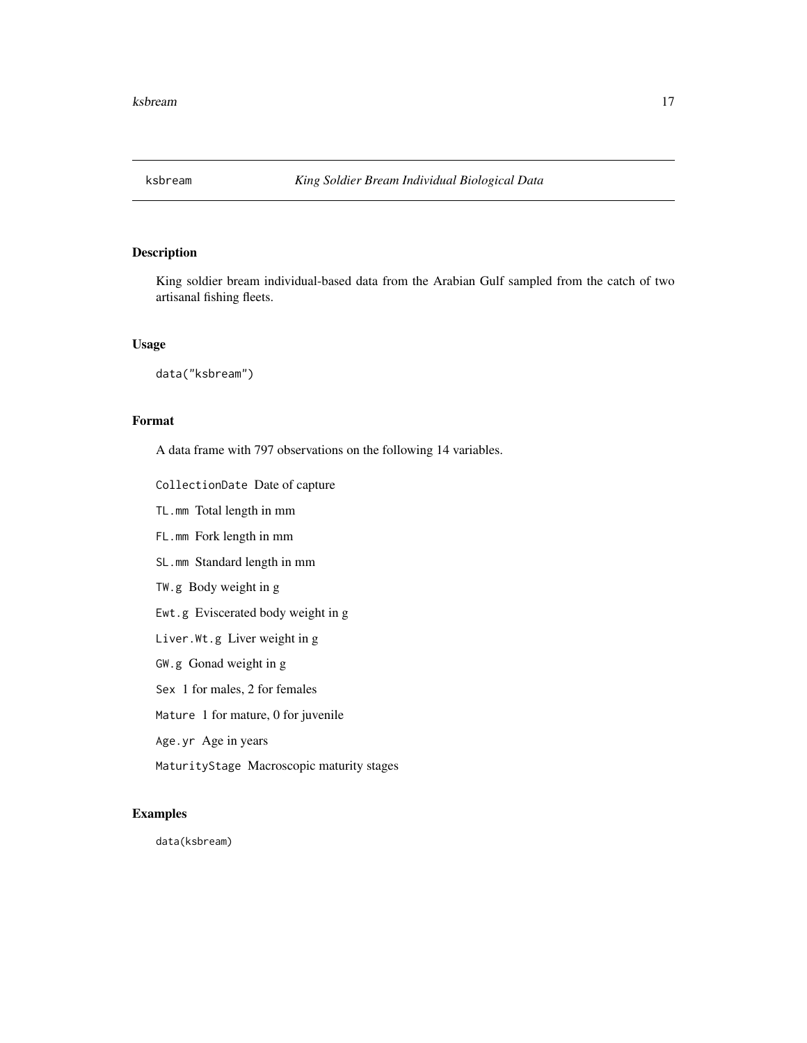ksbream *King Soldier Bream Individual Biological Data*

## Description

King soldier bream individual-based data from the Arabian Gulf sampled from the catch of two artisanal fishing fleets.

## Usage

```
data("ksbream")
```

## Format

A data frame with 797 observations on the following 14 variables.

- `CollectionDate` Date of capture
- `TL.mm` Total length in mm
- `FL.mm` Fork length in mm
- `SL.mm` Standard length in mm
- `TW.g` Body weight in g
- `Ewt.g` Eviscerated body weight in g
- `Liver.Wt.g` Liver weight in g
- `GW.g` Gonad weight in g
- `Sex` 1 for males, 2 for females
- `Mature` 1 for mature, 0 for juvenile
- `Age.yr` Age in years
- `MaturityStage` Macroscopic maturity stages

## Examples

```
data(ksbream)
```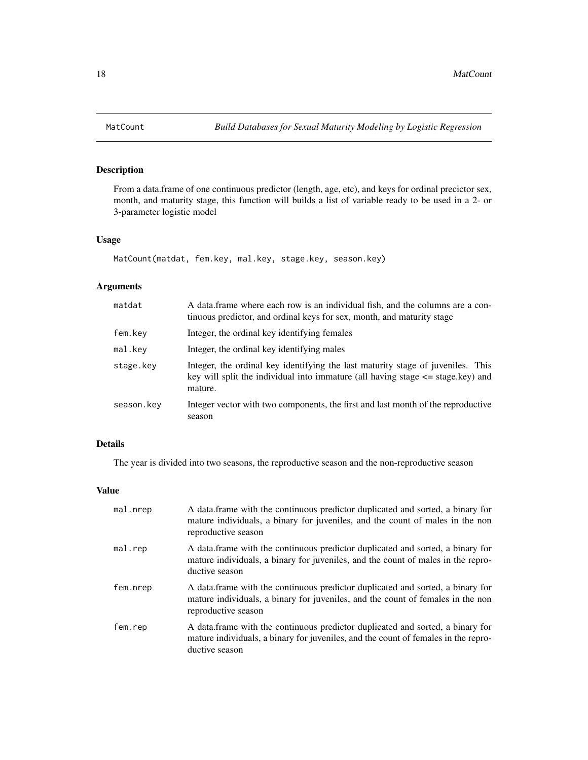# MatCount — *Build Databases for Sexual Maturity Modeling by Logistic Regression*

## Description

From a data.frame of one continuous predictor (length, age, etc), and keys for ordinal precictor sex, month, and maturity stage, this function will builds a list of variable ready to be used in a 2- or 3-parameter logistic model

## Usage

```
MatCount(matdat, fem.key, mal.key, stage.key, season.key)
```

## Arguments

| | |
|---|---|
| `matdat` | A data.frame where each row is an individual fish, and the columns are a continuous predictor, and ordinal keys for sex, month, and maturity stage |
| `fem.key` | Integer, the ordinal key identifying females |
| `mal.key` | Integer, the ordinal key identifying males |
| `stage.key` | Integer, the ordinal key identifying the last maturity stage of juveniles. This key will split the individual into immature (all having stage <= stage.key) and mature. |
| `season.key` | Integer vector with two components, the first and last month of the reproductive season |

## Details

The year is divided into two seasons, the reproductive season and the non-reproductive season

## Value

| | |
|---|---|
| `mal.nrep` | A data.frame with the continuous predictor duplicated and sorted, a binary for mature individuals, a binary for juveniles, and the count of males in the non reproductive season |
| `mal.rep` | A data.frame with the continuous predictor duplicated and sorted, a binary for mature individuals, a binary for juveniles, and the count of males in the reproductive season |
| `fem.nrep` | A data.frame with the continuous predictor duplicated and sorted, a binary for mature individuals, a binary for juveniles, and the count of females in the non reproductive season |
| `fem.rep` | A data.frame with the continuous predictor duplicated and sorted, a binary for mature individuals, a binary for juveniles, and the count of females in the reproductive season |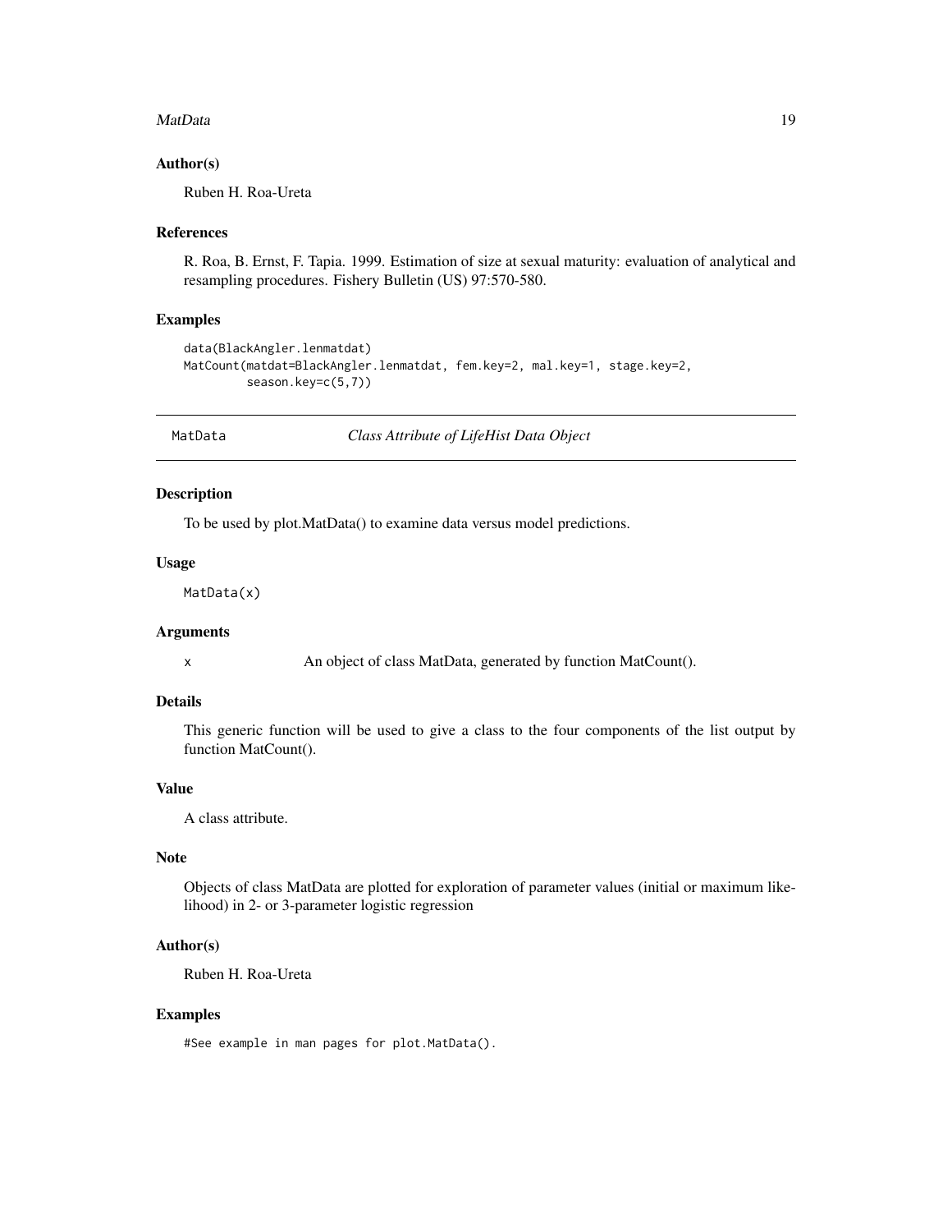### Author(s)

Ruben H. Roa-Ureta

### References

R. Roa, B. Ernst, F. Tapia. 1999. Estimation of size at sexual maturity: evaluation of analytical and resampling procedures. Fishery Bulletin (US) 97:570-580.

### Examples

```
data(BlackAngler.lenmatdat)
MatCount(matdat=BlackAngler.lenmatdat, fem.key=2, mal.key=1, stage.key=2,
         season.key=c(5,7))
```

---

## MatData — *Class Attribute of LifeHist Data Object*

### Description

To be used by plot.MatData() to examine data versus model predictions.

### Usage

```
MatData(x)
```

### Arguments

| | |
|---|---|
| x | An object of class MatData, generated by function MatCount(). |

### Details

This generic function will be used to give a class to the four components of the list output by function MatCount().

### Value

A class attribute.

### Note

Objects of class MatData are plotted for exploration of parameter values (initial or maximum likelihood) in 2- or 3-parameter logistic regression

### Author(s)

Ruben H. Roa-Ureta

### Examples

```
#See example in man pages for plot.MatData().
```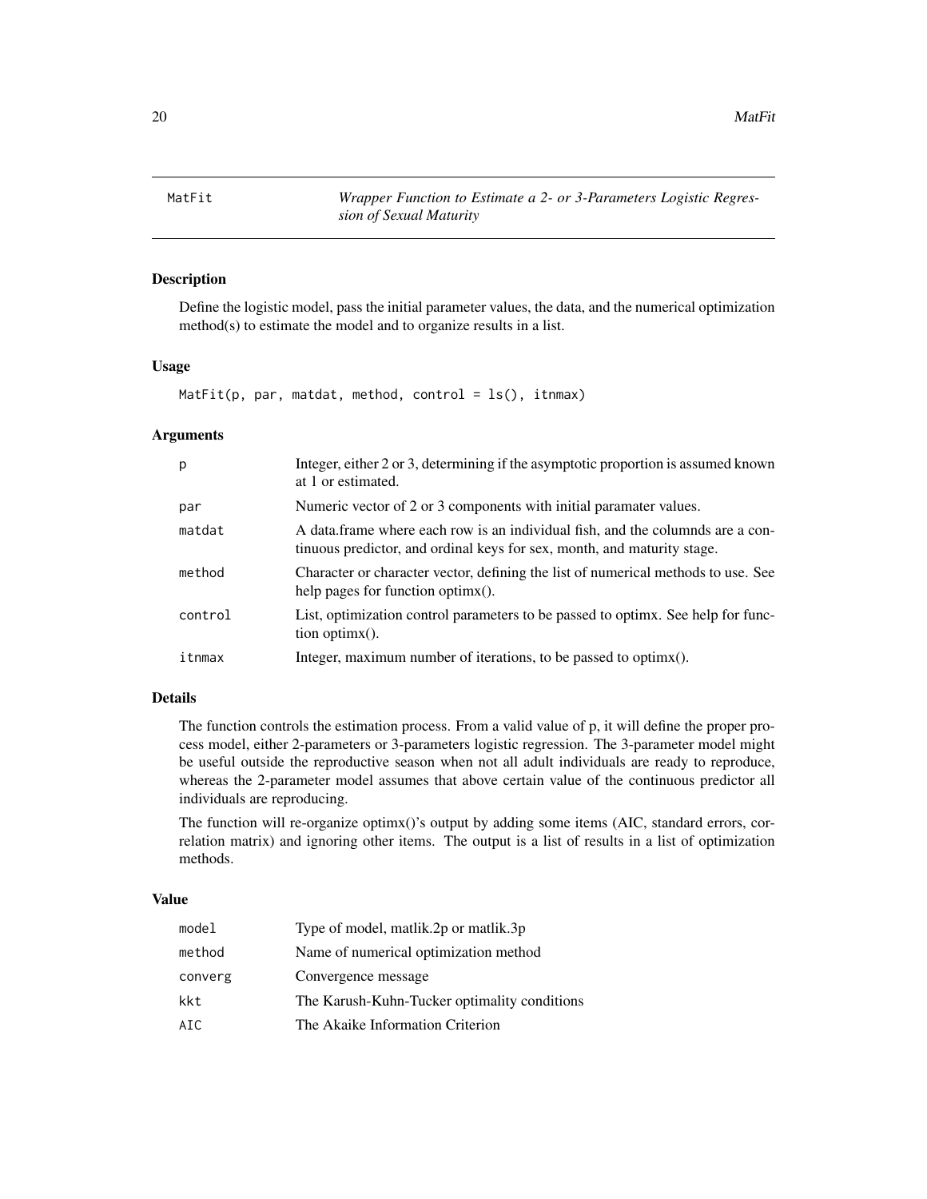MatFit — *Wrapper Function to Estimate a 2- or 3-Parameters Logistic Regression of Sexual Maturity*

## Description

Define the logistic model, pass the initial parameter values, the data, and the numerical optimization method(s) to estimate the model and to organize results in a list.

## Usage

```
MatFit(p, par, matdat, method, control = ls(), itnmax)
```

## Arguments

| | |
|---|---|
| p | Integer, either 2 or 3, determining if the asymptotic proportion is assumed known at 1 or estimated. |
| par | Numeric vector of 2 or 3 components with initial paramater values. |
| matdat | A data.frame where each row is an individual fish, and the columnds are a continuous predictor, and ordinal keys for sex, month, and maturity stage. |
| method | Character or character vector, defining the list of numerical methods to use. See help pages for function optimx(). |
| control | List, optimization control parameters to be passed to optimx. See help for function optimx(). |
| itnmax | Integer, maximum number of iterations, to be passed to optimx(). |

## Details

The function controls the estimation process. From a valid value of p, it will define the proper process model, either 2-parameters or 3-parameters logistic regression. The 3-parameter model might be useful outside the reproductive season when not all adult individuals are ready to reproduce, whereas the 2-parameter model assumes that above certain value of the continuous predictor all individuals are reproducing.

The function will re-organize optimx()'s output by adding some items (AIC, standard errors, correlation matrix) and ignoring other items. The output is a list of results in a list of optimization methods.

## Value

| | |
|---|---|
| model | Type of model, matlik.2p or matlik.3p |
| method | Name of numerical optimization method |
| converg | Convergence message |
| kkt | The Karush-Kuhn-Tucker optimality conditions |
| AIC | The Akaike Information Criterion |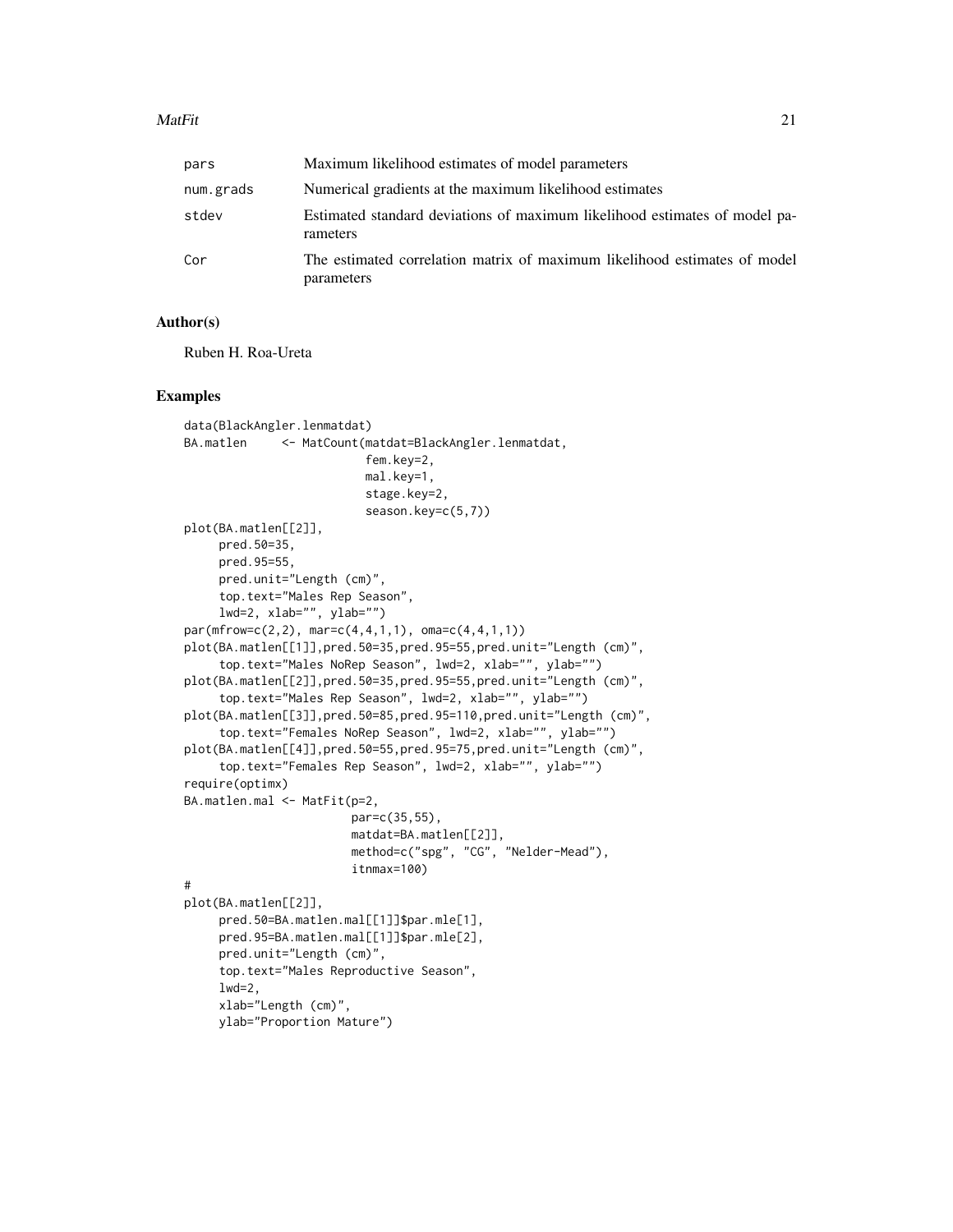| | |
|---|---|
| pars | Maximum likelihood estimates of model parameters |
| num.grads | Numerical gradients at the maximum likelihood estimates |
| stdev | Estimated standard deviations of maximum likelihood estimates of model parameters |
| Cor | The estimated correlation matrix of maximum likelihood estimates of model parameters |

## Author(s)

Ruben H. Roa-Ureta

## Examples

```
data(BlackAngler.lenmatdat)
BA.matlen     <- MatCount(matdat=BlackAngler.lenmatdat,
                          fem.key=2,
                          mal.key=1,
                          stage.key=2,
                          season.key=c(5,7))
plot(BA.matlen[[2]],
     pred.50=35,
     pred.95=55,
     pred.unit="Length (cm)",
     top.text="Males Rep Season",
     lwd=2, xlab="", ylab="")
par(mfrow=c(2,2), mar=c(4,4,1,1), oma=c(4,4,1,1))
plot(BA.matlen[[1]],pred.50=35,pred.95=55,pred.unit="Length (cm)",
     top.text="Males NoRep Season", lwd=2, xlab="", ylab="")
plot(BA.matlen[[2]],pred.50=35,pred.95=55,pred.unit="Length (cm)",
     top.text="Males Rep Season", lwd=2, xlab="", ylab="")
plot(BA.matlen[[3]],pred.50=85,pred.95=110,pred.unit="Length (cm)",
     top.text="Females NoRep Season", lwd=2, xlab="", ylab="")
plot(BA.matlen[[4]],pred.50=55,pred.95=75,pred.unit="Length (cm)",
     top.text="Females Rep Season", lwd=2, xlab="", ylab="")
require(optimx)
BA.matlen.mal <- MatFit(p=2,
                        par=c(35,55),
                        matdat=BA.matlen[[2]],
                        method=c("spg", "CG", "Nelder-Mead"),
                        itnmax=100)
#
plot(BA.matlen[[2]],
     pred.50=BA.matlen.mal[[1]]$par.mle[1],
     pred.95=BA.matlen.mal[[1]]$par.mle[2],
     pred.unit="Length (cm)",
     top.text="Males Reproductive Season",
     lwd=2,
     xlab="Length (cm)",
     ylab="Proportion Mature")
```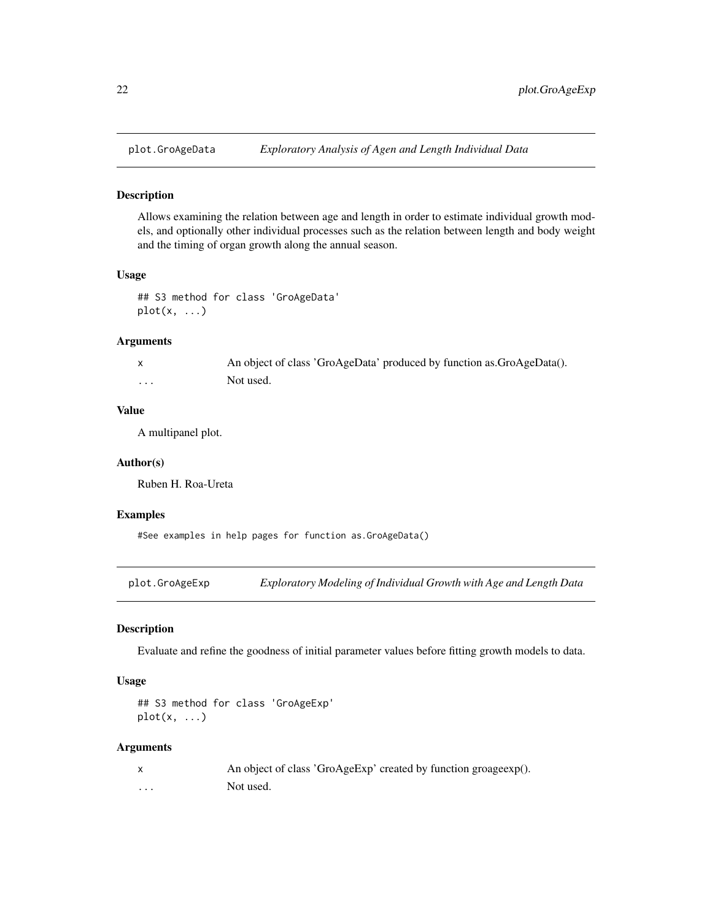## plot.GroAgeData *Exploratory Analysis of Agen and Length Individual Data*

### Description

Allows examining the relation between age and length in order to estimate individual growth models, and optionally other individual processes such as the relation between length and body weight and the timing of organ growth along the annual season.

### Usage

```
## S3 method for class 'GroAgeData'
plot(x, ...)
```

### Arguments

| | |
|---|---|
| x | An object of class 'GroAgeData' produced by function as.GroAgeData(). |
| ... | Not used. |

### Value

A multipanel plot.

### Author(s)

Ruben H. Roa-Ureta

### Examples

```
#See examples in help pages for function as.GroAgeData()
```

## plot.GroAgeExp *Exploratory Modeling of Individual Growth with Age and Length Data*

### Description

Evaluate and refine the goodness of initial parameter values before fitting growth models to data.

### Usage

```
## S3 method for class 'GroAgeExp'
plot(x, ...)
```

### Arguments

| | |
|---|---|
| x | An object of class 'GroAgeExp' created by function groageexp(). |
| ... | Not used. |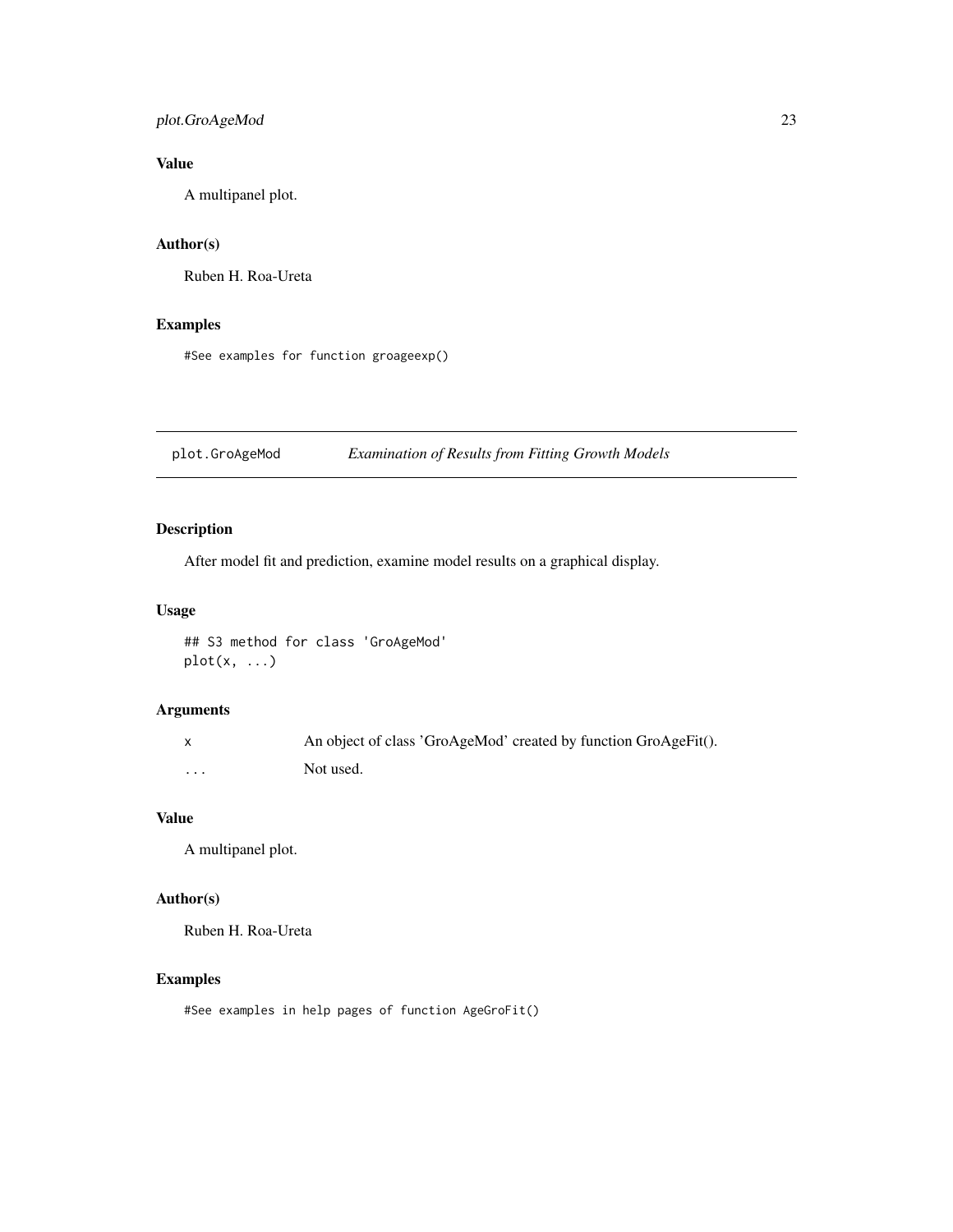## Value

A multipanel plot.

## Author(s)

Ruben H. Roa-Ureta

## Examples

```
#See examples for function groageexp()
```

---

# plot.GroAgeMod — *Examination of Results from Fitting Growth Models*

## Description

After model fit and prediction, examine model results on a graphical display.

## Usage

```
## S3 method for class 'GroAgeMod'
plot(x, ...)
```

## Arguments

| | |
|---|---|
| `x` | An object of class 'GroAgeMod' created by function GroAgeFit(). |
| `...` | Not used. |

## Value

A multipanel plot.

## Author(s)

Ruben H. Roa-Ureta

## Examples

```
#See examples in help pages of function AgeGroFit()
```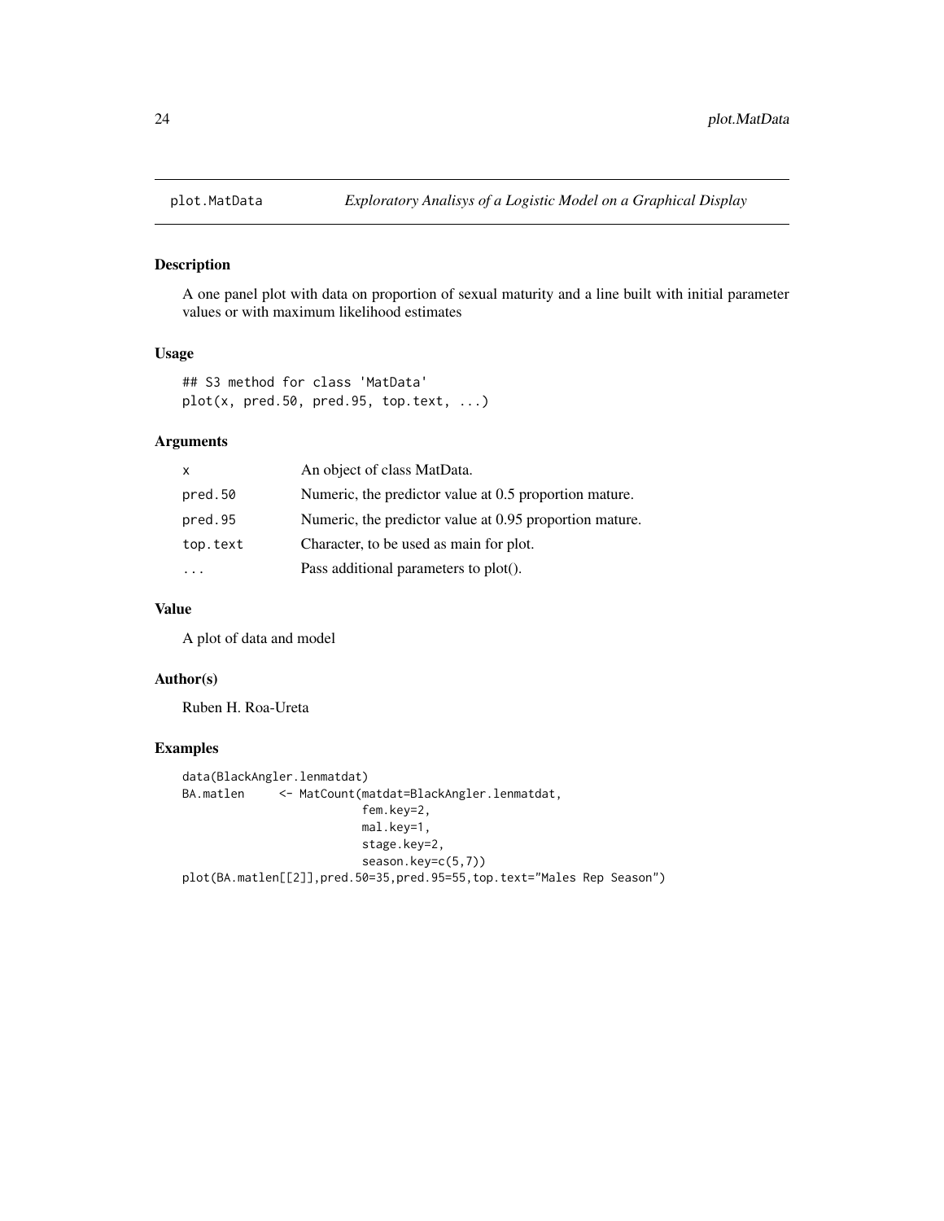## plot.MatData *Exploratory Analisys of a Logistic Model on a Graphical Display*

### Description

A one panel plot with data on proportion of sexual maturity and a line built with initial parameter values or with maximum likelihood estimates

### Usage

```
## S3 method for class 'MatData'
plot(x, pred.50, pred.95, top.text, ...)
```

### Arguments

| | |
|---|---|
| x | An object of class MatData. |
| pred.50 | Numeric, the predictor value at 0.5 proportion mature. |
| pred.95 | Numeric, the predictor value at 0.95 proportion mature. |
| top.text | Character, to be used as main for plot. |
| ... | Pass additional parameters to plot(). |

### Value

A plot of data and model

### Author(s)

Ruben H. Roa-Ureta

### Examples

```
data(BlackAngler.lenmatdat)
BA.matlen     <- MatCount(matdat=BlackAngler.lenmatdat,
                          fem.key=2,
                          mal.key=1,
                          stage.key=2,
                          season.key=c(5,7))
plot(BA.matlen[[2]],pred.50=35,pred.95=55,top.text="Males Rep Season")
```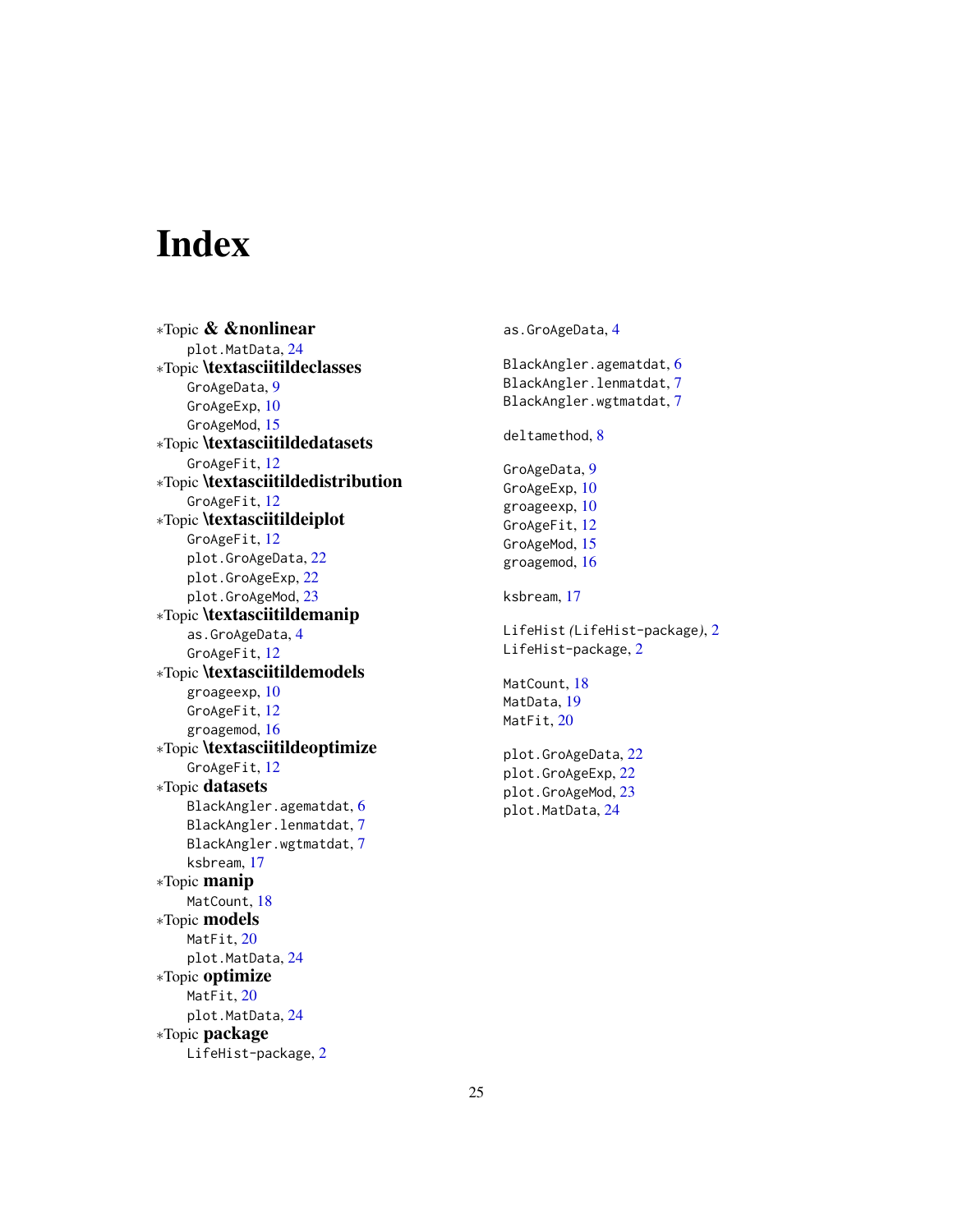# Index

∗Topic **& &nonlinear**
plot.MatData, 24
∗Topic **\textasciitildeclasses**
GroAgeData, 9
GroAgeExp, 10
GroAgeMod, 15
∗Topic **\textasciitildedatasets**
GroAgeFit, 12
∗Topic **\textasciitildedistribution**
GroAgeFit, 12
∗Topic **\textasciitildeiplot**
GroAgeFit, 12
plot.GroAgeData, 22
plot.GroAgeExp, 22
plot.GroAgeMod, 23
∗Topic **\textasciitildemanip**
as.GroAgeData, 4
GroAgeFit, 12
∗Topic **\textasciitildemodels**
groageexp, 10
GroAgeFit, 12
groagemod, 16
∗Topic **\textasciitildeoptimize**
GroAgeFit, 12
∗Topic **datasets**
BlackAngler.agematdat, 6
BlackAngler.lenmatdat, 7
BlackAngler.wgtmatdat, 7
ksbream, 17
∗Topic **manip**
MatCount, 18
∗Topic **models**
MatFit, 20
plot.MatData, 24
∗Topic **optimize**
MatFit, 20
plot.MatData, 24
∗Topic **package**
LifeHist-package, 2

as.GroAgeData, 4

BlackAngler.agematdat, 6
BlackAngler.lenmatdat, 7
BlackAngler.wgtmatdat, 7

deltamethod, 8

GroAgeData, 9
GroAgeExp, 10
groageexp, 10
GroAgeFit, 12
GroAgeMod, 15
groagemod, 16

ksbream, 17

LifeHist *(*LifeHist-package*)*, 2
LifeHist-package, 2

MatCount, 18
MatData, 19
MatFit, 20

plot.GroAgeData, 22
plot.GroAgeExp, 22
plot.GroAgeMod, 23
plot.MatData, 24